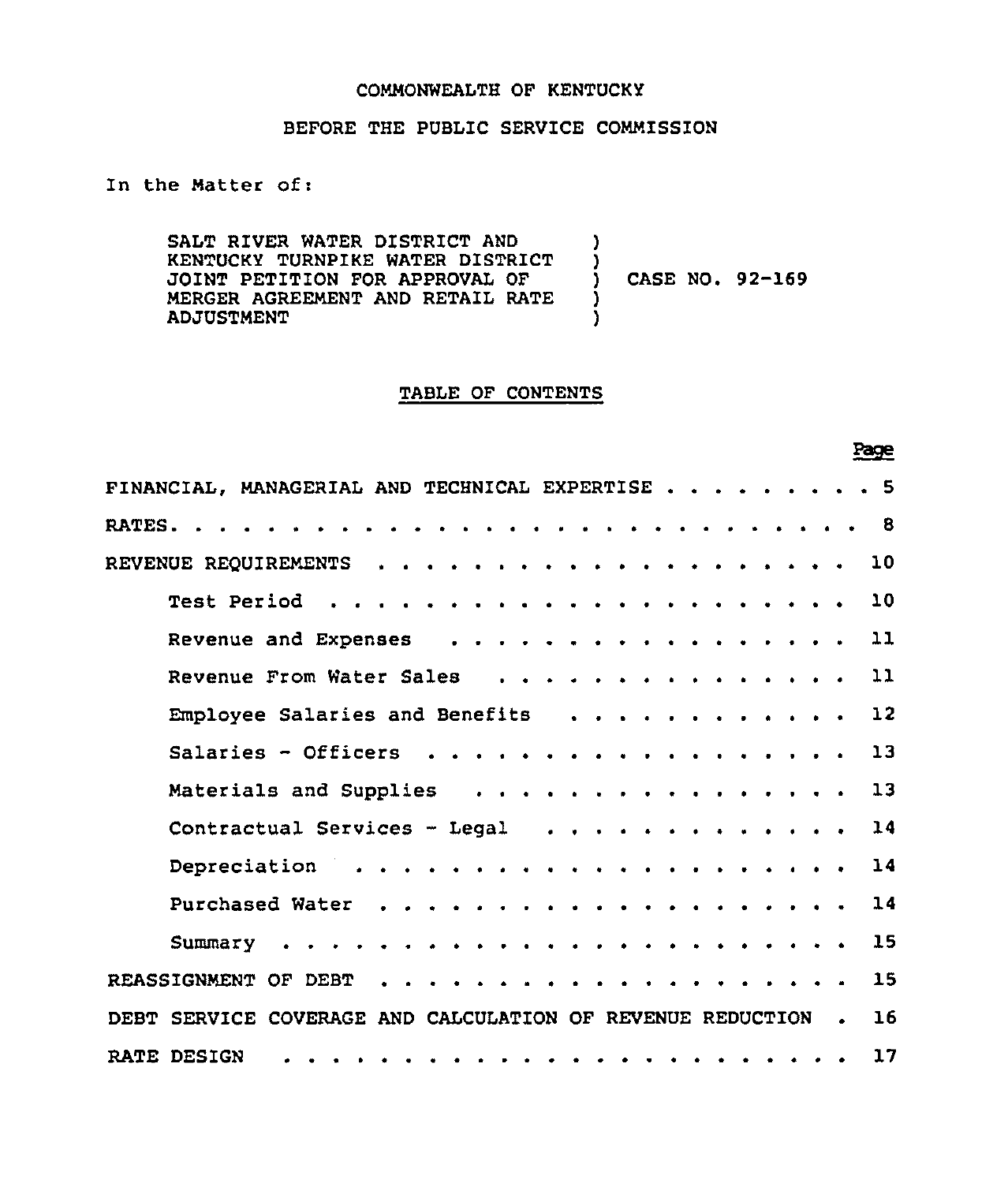COMMONWEALTH OF KENTUCKY

BEFORE THE PUBLIC SERVICE COMMISSION

In the Matter of:

SALT RIVER WATER DISTRICT AND KENTUCKY TURNPIKE WATER DISTRICT JOINT PETITION FOR APPROVAL OF MERGER AGREEMENT AND RETAIL RATE ADJUSTMENT ) CASE NO. 92-169

## TABLE OF CONTENTS

| | Page |
|---|---|
| FINANCIAL, MANAGERIAL AND TECHNICAL EXPERTISE | 5 |
| RATES | 8 |
| REVENUE REQUIREMENTS | 10 |
| Test Period | 10 |
| Revenue and Expenses | 11 |
| Revenue From Water Sales | 11 |
| Employee Salaries and Benefits | 12 |
| Salaries - Officers | 13 |
| Materials and Supplies | 13 |
| Contractual Services - Legal | 14 |
| Depreciation | 14 |
| Purchased Water | 14 |
| Summary | 15 |
| REASSIGNMENT OF DEBT | 15 |
| DEBT SERVICE COVERAGE AND CALCULATION OF REVENUE REDUCTION | 16 |
| RATE DESIGN | 17 |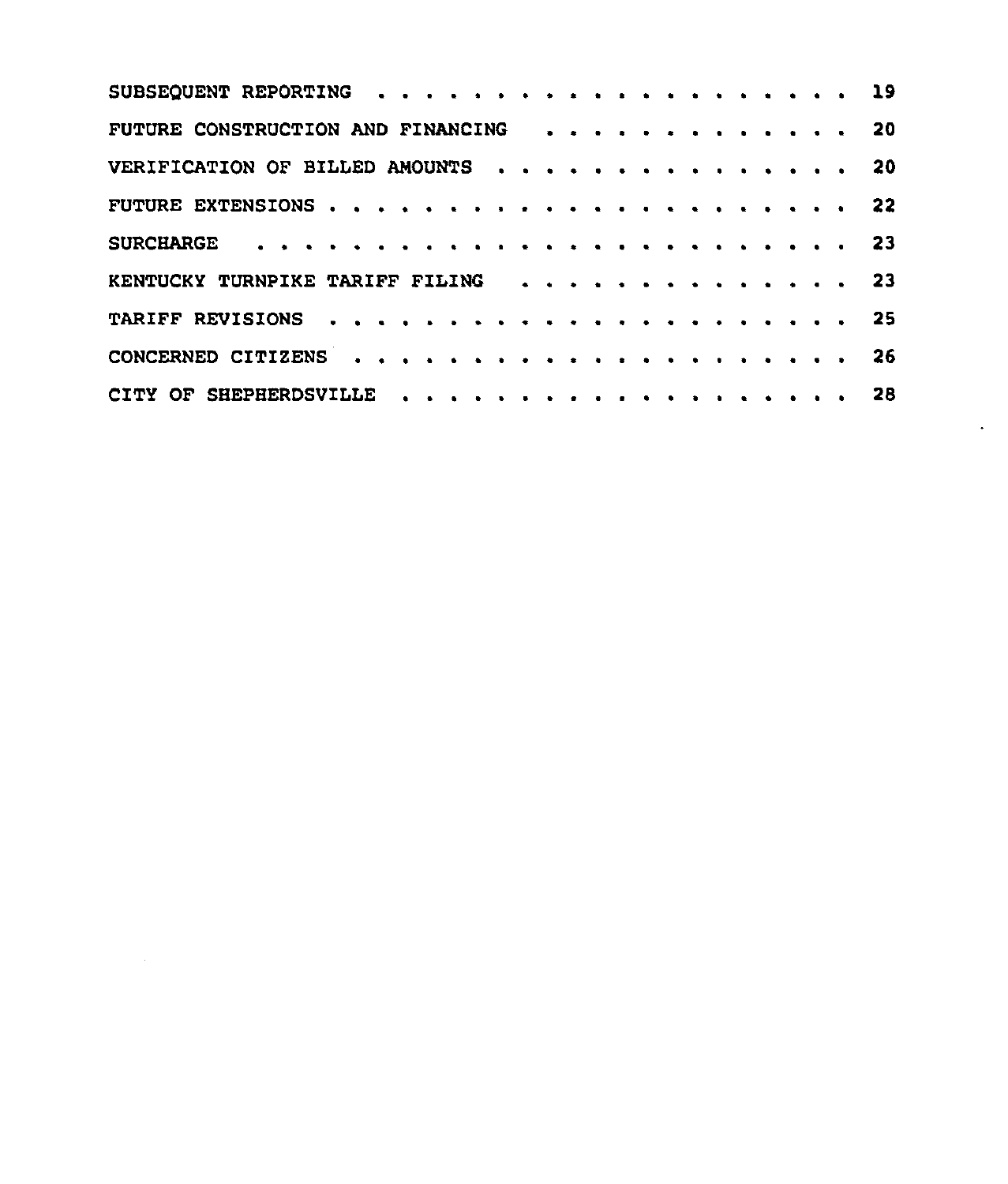| | |
|---|---|
| SUBSEQUENT REPORTING | 19 |
| FUTURE CONSTRUCTION AND FINANCING | 20 |
| VERIFICATION OF BILLED AMOUNTS | 20 |
| FUTURE EXTENSIONS | 22 |
| SURCHARGE | 23 |
| KENTUCKY TURNPIKE TARIFF FILING | 23 |
| TARIFF REVISIONS | 25 |
| CONCERNED CITIZENS | 26 |
| CITY OF SHEPHERDSVILLE | 28 |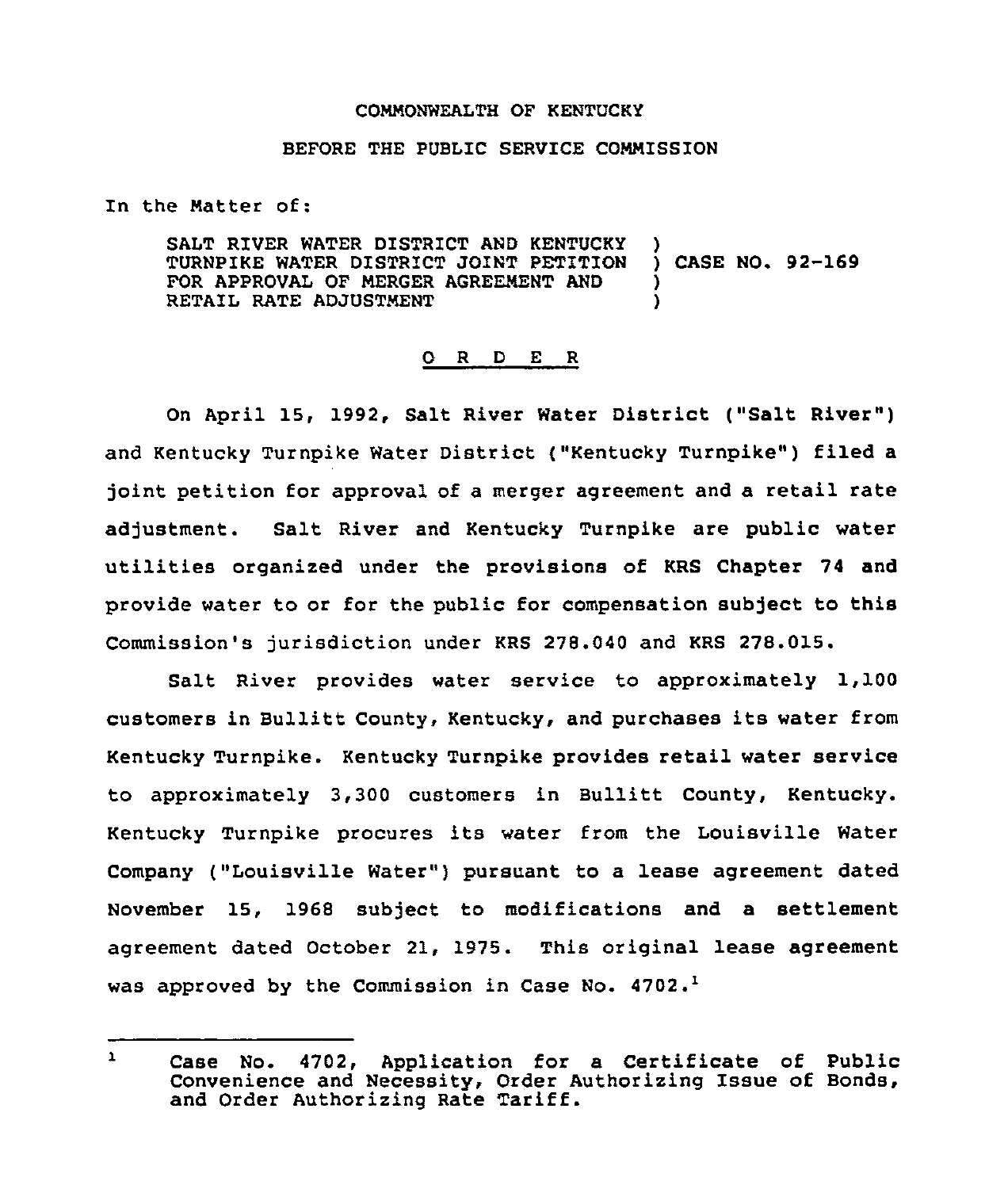COMMONWEALTH OF KENTUCKY

BEFORE THE PUBLIC SERVICE COMMISSION

In the Matter of:

SALT RIVER WATER DISTRICT AND KENTUCKY TURNPIKE WATER DISTRICT JOINT PETITION FOR APPROVAL OF MERGER AGREEMENT AND RETAIL RATE ADJUSTMENT ) CASE NO. 92-169

O R D E R

On April 15, 1992, Salt River Water District ("Salt River") and Kentucky Turnpike Water District ("Kentucky Turnpike") filed a joint petition for approval of a merger agreement and a retail rate adjustment. Salt River and Kentucky Turnpike are public water utilities organized under the provisions of KRS Chapter 74 and provide water to or for the public for compensation subject to this Commission's jurisdiction under KRS 278.040 and KRS 278.015.

Salt River provides water service to approximately 1,100 customers in Bullitt County, Kentucky, and purchases its water from Kentucky Turnpike. Kentucky Turnpike provides retail water service to approximately 3,300 customers in Bullitt County, Kentucky. Kentucky Turnpike procures its water from the Louisville Water Company ("Louisville Water") pursuant to a lease agreement dated November 15, 1968 subject to modifications and a settlement agreement dated October 21, 1975. This original lease agreement was approved by the Commission in Case No. 4702.[1]

[1] Case No. 4702, Application for a Certificate of Public Convenience and Necessity, Order Authorizing Issue of Bonds, and Order Authorizing Rate Tariff.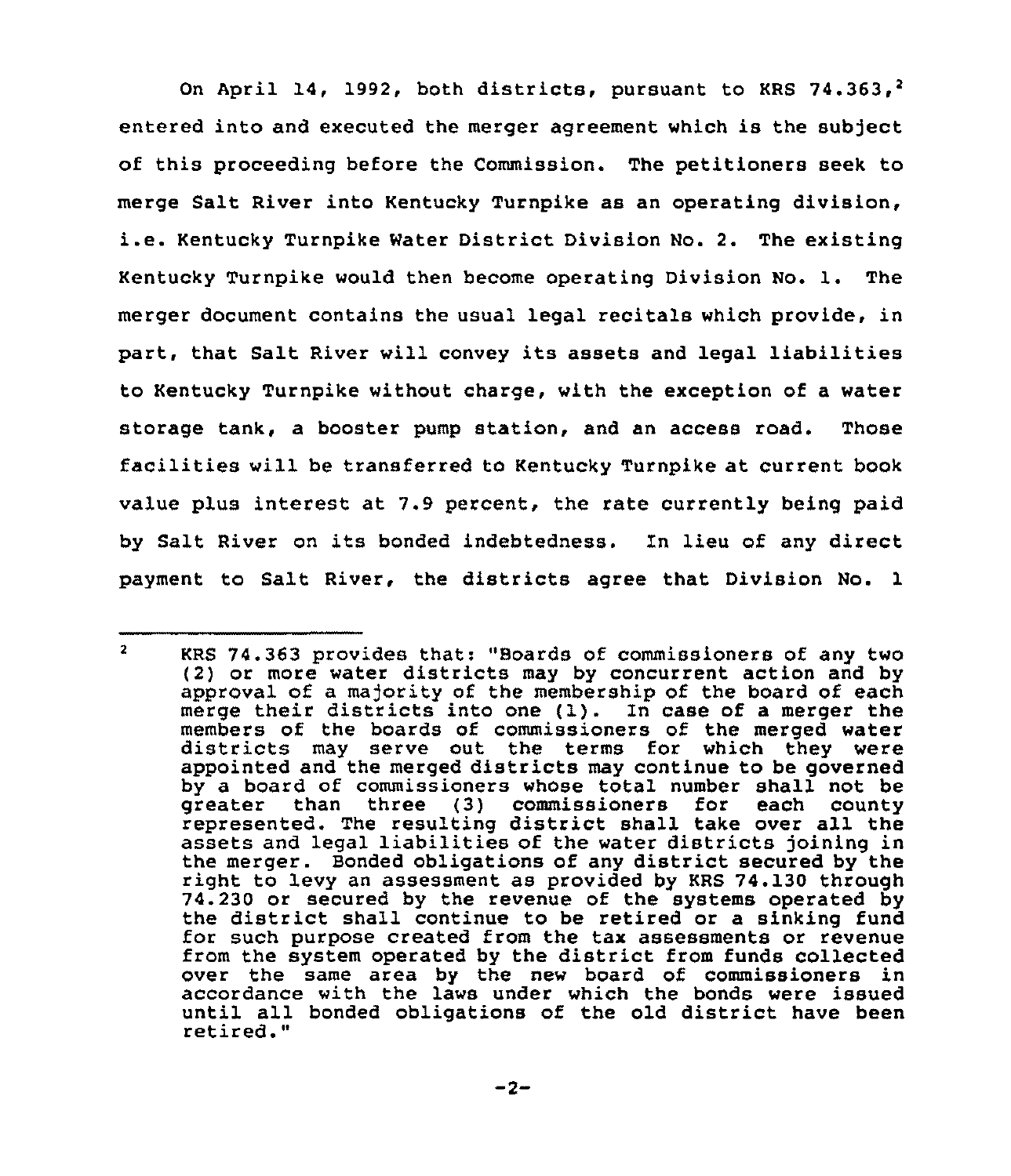On April 14, 1992, both districts, pursuant to KRS 74.363,[2] entered into and executed the merger agreement which is the subject of this proceeding before the Commission. The petitioners seek to merge Salt River into Kentucky Turnpike as an operating division, i.e. Kentucky Turnpike Water District Division No. 2. The existing Kentucky Turnpike would then become operating Division No. 1. The merger document contains the usual legal recitals which provide, in part, that Salt River will convey its assets and legal liabilities to Kentucky Turnpike without charge, with the exception of a water storage tank, a booster pump station, and an access road. Those facilities will be transferred to Kentucky Turnpike at current book value plus interest at 7.9 percent, the rate currently being paid by Salt River on its bonded indebtedness. In lieu of any direct payment to Salt River, the districts agree that Division No. 1

---

[2] KRS 74.363 provides that: "Boards of commissioners of any two (2) or more water districts may by concurrent action and by approval of a majority of the membership of the board of each merge their districts into one (1). In case of a merger the members of the boards of commissioners of the merged water districts may serve out the terms for which they were appointed and the merged districts may continue to be governed by a board of commissioners whose total number shall not be greater than three (3) commissioners for each county represented. The resulting district shall take over all the assets and legal liabilities of the water districts joining in the merger. Bonded obligations of any district secured by the right to levy an assessment as provided by KRS 74.130 through 74.230 or secured by the revenue of the systems operated by the district shall continue to be retired or a sinking fund for such purpose created from the tax assessments or revenue from the system operated by the district from funds collected over the same area by the new board of commissioners in accordance with the laws under which the bonds were issued until all bonded obligations of the old district have been retired."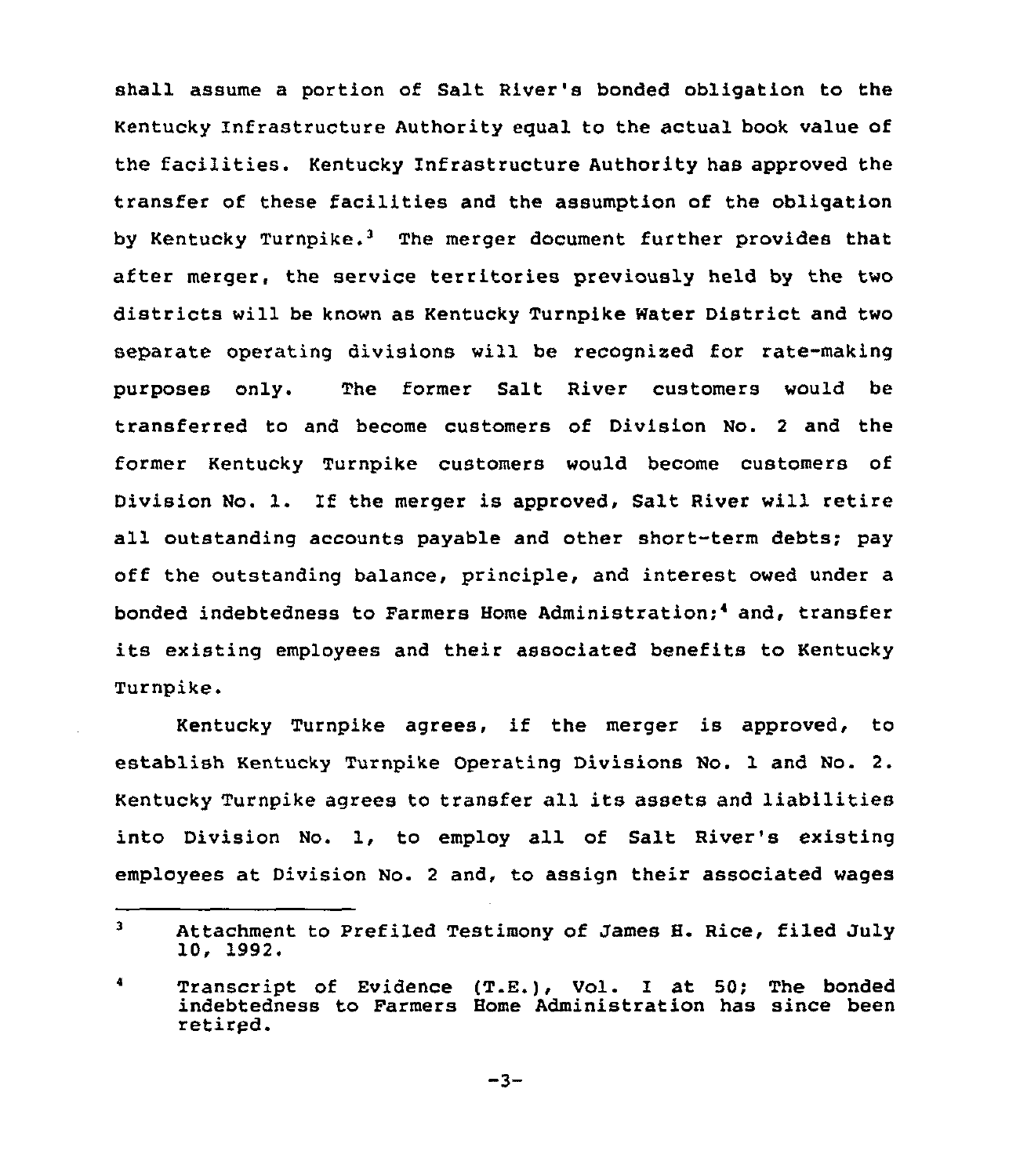shall assume a portion of Salt River's bonded obligation to the Kentucky Infrastructure Authority equal to the actual book value of the facilities. Kentucky Infrastructure Authority has approved the transfer of these facilities and the assumption of the obligation by Kentucky Turnpike.[3] The merger document further provides that after merger, the service territories previously held by the two districts will be known as Kentucky Turnpike Water District and two separate operating divisions will be recognized for rate-making purposes only. The former Salt River customers would be transferred to and become customers of Division No. 2 and the former Kentucky Turnpike customers would become customers of Division No. 1. If the merger is approved, Salt River will retire all outstanding accounts payable and other short-term debts; pay off the outstanding balance, principle, and interest owed under a bonded indebtedness to Farmers Home Administration;[4] and, transfer its existing employees and their associated benefits to Kentucky Turnpike.

Kentucky Turnpike agrees, if the merger is approved, to establish Kentucky Turnpike Operating Divisions No. 1 and No. 2. Kentucky Turnpike agrees to transfer all its assets and liabilities into Division No. 1, to employ all of Salt River's existing employees at Division No. 2 and, to assign their associated wages

---

[3] Attachment to Prefiled Testimony of James H. Rice, filed July 10, 1992.

[4] Transcript of Evidence (T.E.), Vol. I at 50; The bonded indebtedness to Farmers Home Administration has since been retired.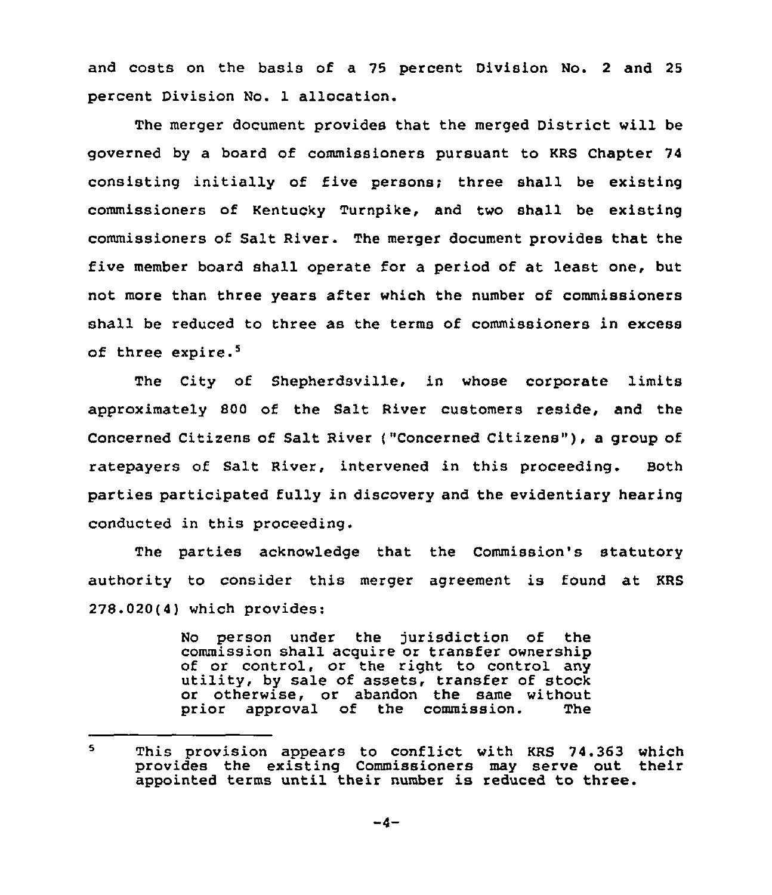and costs on the basis of a 75 percent Division No. 2 and 25 percent Division No. 1 allocation.

The merger document provides that the merged District will be governed by a board of commissioners pursuant to KRS Chapter 74 consisting initially of five persons; three shall be existing commissioners of Kentucky Turnpike, and two shall be existing commissioners of Salt River. The merger document provides that the five member board shall operate for a period of at least one, but not more than three years after which the number of commissioners shall be reduced to three as the terms of commissioners in excess of three expire.[5]

The City of Shepherdsville, in whose corporate limits approximately 800 of the Salt River customers reside, and the Concerned Citizens of Salt River ("Concerned Citizens"), a group of ratepayers of Salt River, intervened in this proceeding. Both parties participated fully in discovery and the evidentiary hearing conducted in this proceeding.

The parties acknowledge that the Commission's statutory authority to consider this merger agreement is found at KRS 278.020(4) which provides:

> No person under the jurisdiction of the commission shall acquire or transfer ownership of or control, or the right to control any utility, by sale of assets, transfer of stock or otherwise, or abandon the same without prior approval of the commission. The

---

[5] This provision appears to conflict with KRS 74.363 which provides the existing Commissioners may serve out their appointed terms until their number is reduced to three.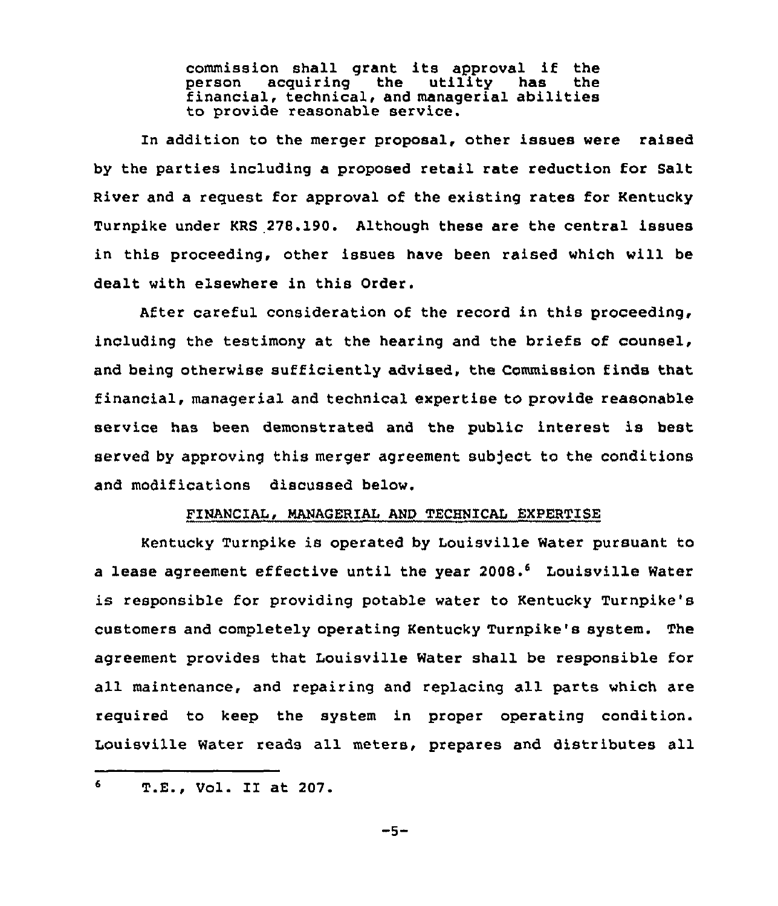> commission shall grant its approval if the person acquiring the utility has the financial, technical, and managerial abilities to provide reasonable service.

In addition to the merger proposal, other issues were raised by the parties including a proposed retail rate reduction for Salt River and a request for approval of the existing rates for Kentucky Turnpike under KRS 278.190. Although these are the central issues in this proceeding, other issues have been raised which will be dealt with elsewhere in this Order.

After careful consideration of the record in this proceeding, including the testimony at the hearing and the briefs of counsel, and being otherwise sufficiently advised, the Commission finds that financial, managerial and technical expertise to provide reasonable service has been demonstrated and the public interest is best served by approving this merger agreement subject to the conditions and modifications discussed below.

## FINANCIAL, MANAGERIAL AND TECHNICAL EXPERTISE

Kentucky Turnpike is operated by Louisville Water pursuant to a lease agreement effective until the year 2008.[6] Louisville Water is responsible for providing potable water to Kentucky Turnpike's customers and completely operating Kentucky Turnpike's system. The agreement provides that Louisville Water shall be responsible for all maintenance, and repairing and replacing all parts which are required to keep the system in proper operating condition. Louisville Water reads all meters, prepares and distributes all

---

[6] T.E., Vol. II at 207.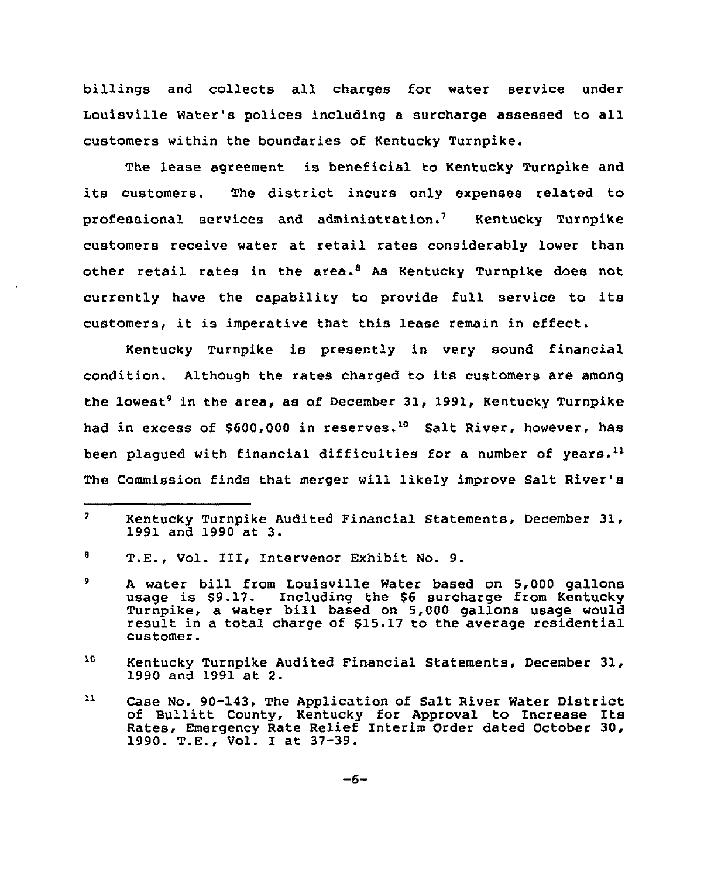billings and collects all charges for water service under Louisville Water's polices including a surcharge assessed to all customers within the boundaries of Kentucky Turnpike.

The lease agreement is beneficial to Kentucky Turnpike and its customers. The district incurs only expenses related to professional services and administration.[7] Kentucky Turnpike customers receive water at retail rates considerably lower than other retail rates in the area.[8] As Kentucky Turnpike does not currently have the capability to provide full service to its customers, it is imperative that this lease remain in effect.

Kentucky Turnpike is presently in very sound financial condition. Although the rates charged to its customers are among the lowest[9] in the area, as of December 31, 1991, Kentucky Turnpike had in excess of $600,000 in reserves.[10] Salt River, however, has been plagued with financial difficulties for a number of years.[11] The Commission finds that merger will likely improve Salt River's

---

[7] Kentucky Turnpike Audited Financial Statements, December 31, 1991 and 1990 at 3.

[8] T.E., Vol. III, Intervenor Exhibit No. 9.

[9] A water bill from Louisville Water based on 5,000 gallons usage is $9.17. Including the $6 surcharge from Kentucky Turnpike, a water bill based on 5,000 gallons usage would result in a total charge of $15.17 to the average residential customer.

[10] Kentucky Turnpike Audited Financial Statements, December 31, 1990 and 1991 at 2.

[11] Case No. 90-143, The Application of Salt River Water District of Bullitt County, Kentucky for Approval to Increase Its Rates, Emergency Rate Relief Interim Order dated October 30, 1990. T.E., Vol. I at 37-39.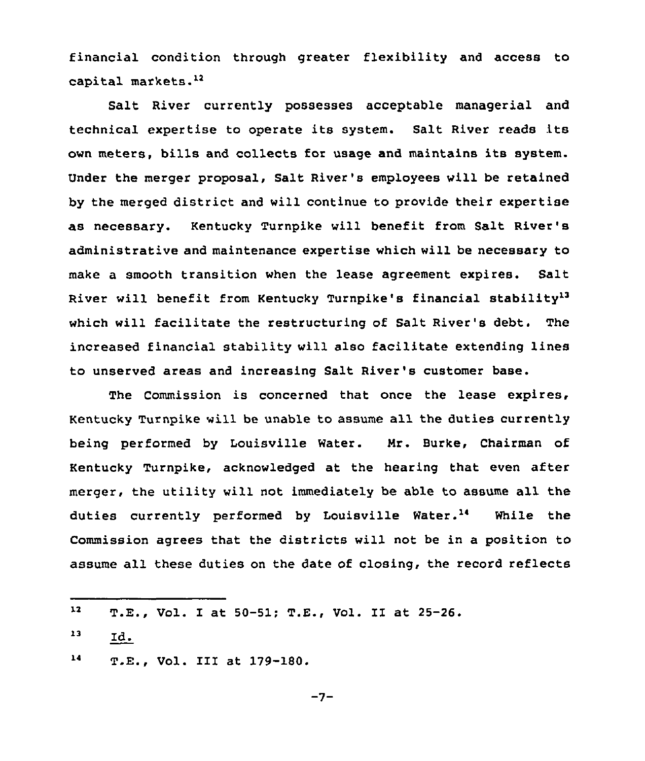financial condition through greater flexibility and access to capital markets.[12]

Salt River currently possesses acceptable managerial and technical expertise to operate its system. Salt River reads its own meters, bills and collects for usage and maintains its system. Under the merger proposal, Salt River's employees will be retained by the merged district and will continue to provide their expertise as necessary. Kentucky Turnpike will benefit from Salt River's administrative and maintenance expertise which will be necessary to make a smooth transition when the lease agreement expires. Salt River will benefit from Kentucky Turnpike's financial stability[13] which will facilitate the restructuring of Salt River's debt. The increased financial stability will also facilitate extending lines to unserved areas and increasing Salt River's customer base.

The Commission is concerned that once the lease expires, Kentucky Turnpike will be unable to assume all the duties currently being performed by Louisville Water. Mr. Burke, Chairman of Kentucky Turnpike, acknowledged at the hearing that even after merger, the utility will not immediately be able to assume all the duties currently performed by Louisville Water.[14] While the Commission agrees that the districts will not be in a position to assume all these duties on the date of closing, the record reflects

---

[12] T.E., Vol. I at 50-51; T.E., Vol. II at 25-26.

[13] Id.

[14] T.E., Vol. III at 179-180.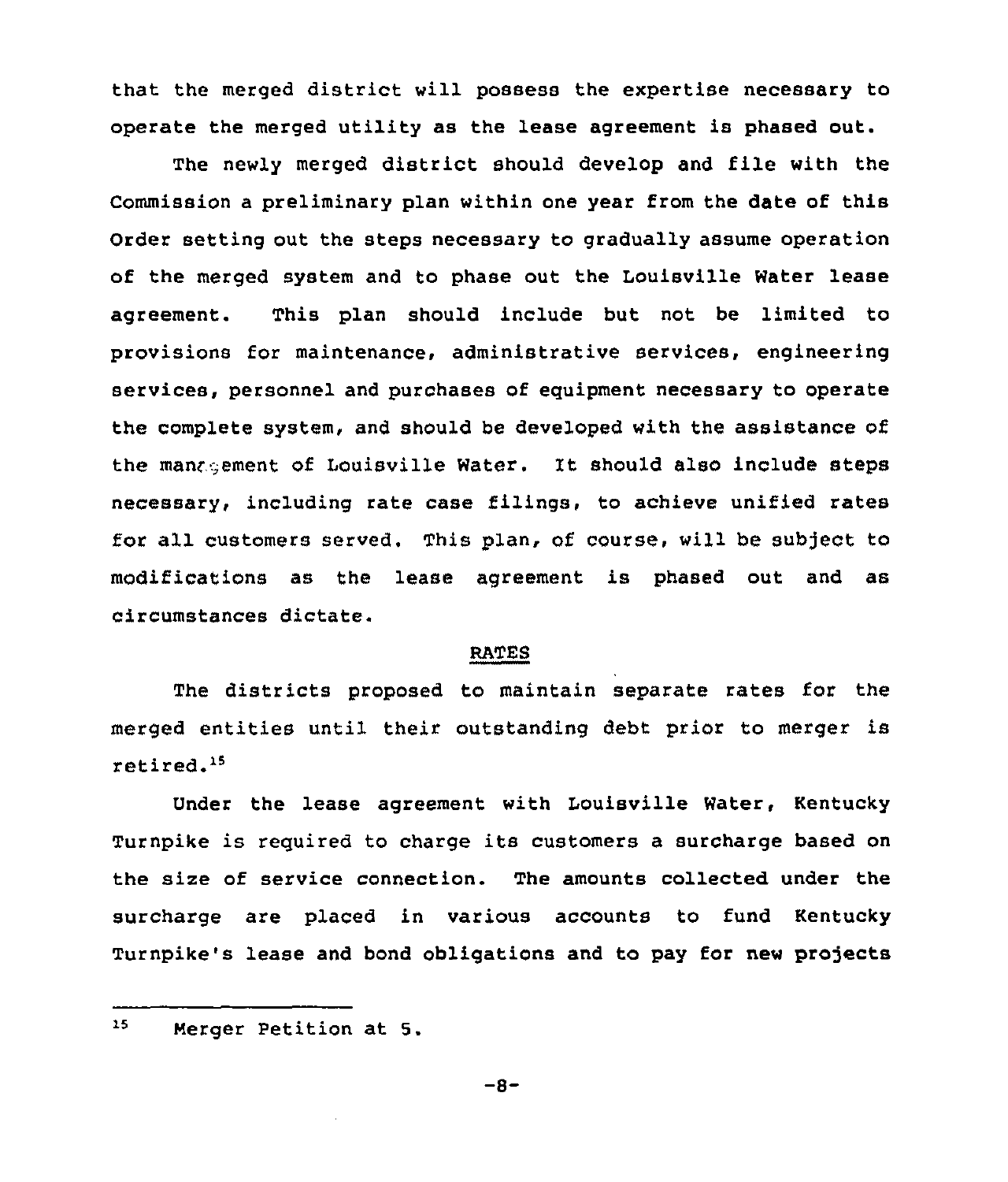that the merged district will possess the expertise necessary to operate the merged utility as the lease agreement is phased out.

The newly merged district should develop and file with the Commission a preliminary plan within one year from the date of this Order setting out the steps necessary to gradually assume operation of the merged system and to phase out the Louisville Water lease agreement. This plan should include but not be limited to provisions for maintenance, administrative services, engineering services, personnel and purchases of equipment necessary to operate the complete system, and should be developed with the assistance of the management of Louisville Water. It should also include steps necessary, including rate case filings, to achieve unified rates for all customers served. This plan, of course, will be subject to modifications as the lease agreement is phased out and as circumstances dictate.

## RATES

The districts proposed to maintain separate rates for the merged entities until their outstanding debt prior to merger is retired.[15]

Under the lease agreement with Louisville Water, Kentucky Turnpike is required to charge its customers a surcharge based on the size of service connection. The amounts collected under the surcharge are placed in various accounts to fund Kentucky Turnpike's lease and bond obligations and to pay for new projects

---

[15] Merger Petition at 5.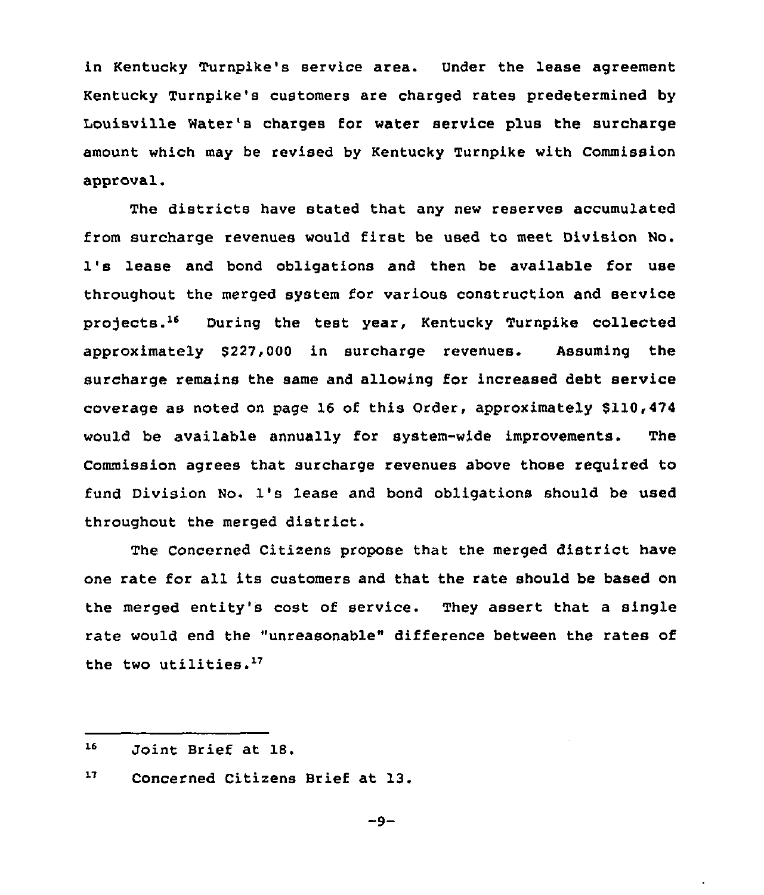in Kentucky Turnpike's service area. Under the lease agreement Kentucky Turnpike's customers are charged rates predetermined by Louisville Water's charges for water service plus the surcharge amount which may be revised by Kentucky Turnpike with Commission approval.

The districts have stated that any new reserves accumulated from surcharge revenues would first be used to meet Division No. 1's lease and bond obligations and then be available for use throughout the merged system for various construction and service projects.[16] During the test year, Kentucky Turnpike collected approximately $227,000 in surcharge revenues. Assuming the surcharge remains the same and allowing for increased debt service coverage as noted on page 16 of this Order, approximately $110,474 would be available annually for system-wide improvements. The Commission agrees that surcharge revenues above those required to fund Division No. 1's lease and bond obligations should be used throughout the merged district.

The Concerned Citizens propose that the merged district have one rate for all its customers and that the rate should be based on the merged entity's cost of service. They assert that a single rate would end the "unreasonable" difference between the rates of the two utilities.[17]

---

[16] Joint Brief at 18.

[17] Concerned Citizens Brief at 13.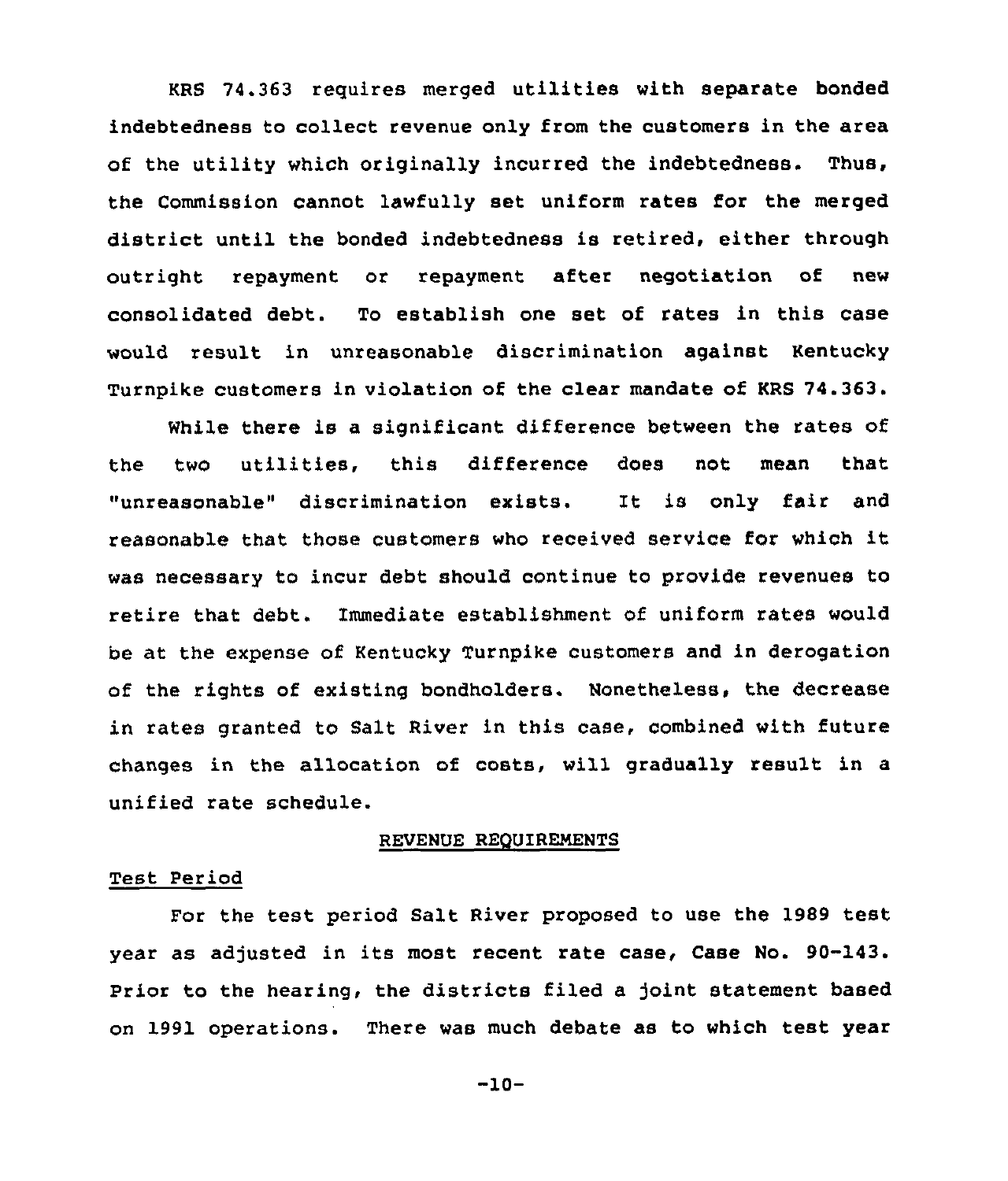KRS 74.363 requires merged utilities with separate bonded indebtedness to collect revenue only from the customers in the area of the utility which originally incurred the indebtedness. Thus, the Commission cannot lawfully set uniform rates for the merged district until the bonded indebtedness is retired, either through outright repayment or repayment after negotiation of new consolidated debt. To establish one set of rates in this case would result in unreasonable discrimination against Kentucky Turnpike customers in violation of the clear mandate of KRS 74.363.

While there is a significant difference between the rates of the two utilities, this difference does not mean that "unreasonable" discrimination exists. It is only fair and reasonable that those customers who received service for which it was necessary to incur debt should continue to provide revenues to retire that debt. Immediate establishment of uniform rates would be at the expense of Kentucky Turnpike customers and in derogation of the rights of existing bondholders. Nonetheless, the decrease in rates granted to Salt River in this case, combined with future changes in the allocation of costs, will gradually result in a unified rate schedule.

## REVENUE REQUIREMENTS

### Test Period

For the test period Salt River proposed to use the 1989 test year as adjusted in its most recent rate case, Case No. 90-143. Prior to the hearing, the districts filed a joint statement based on 1991 operations. There was much debate as to which test year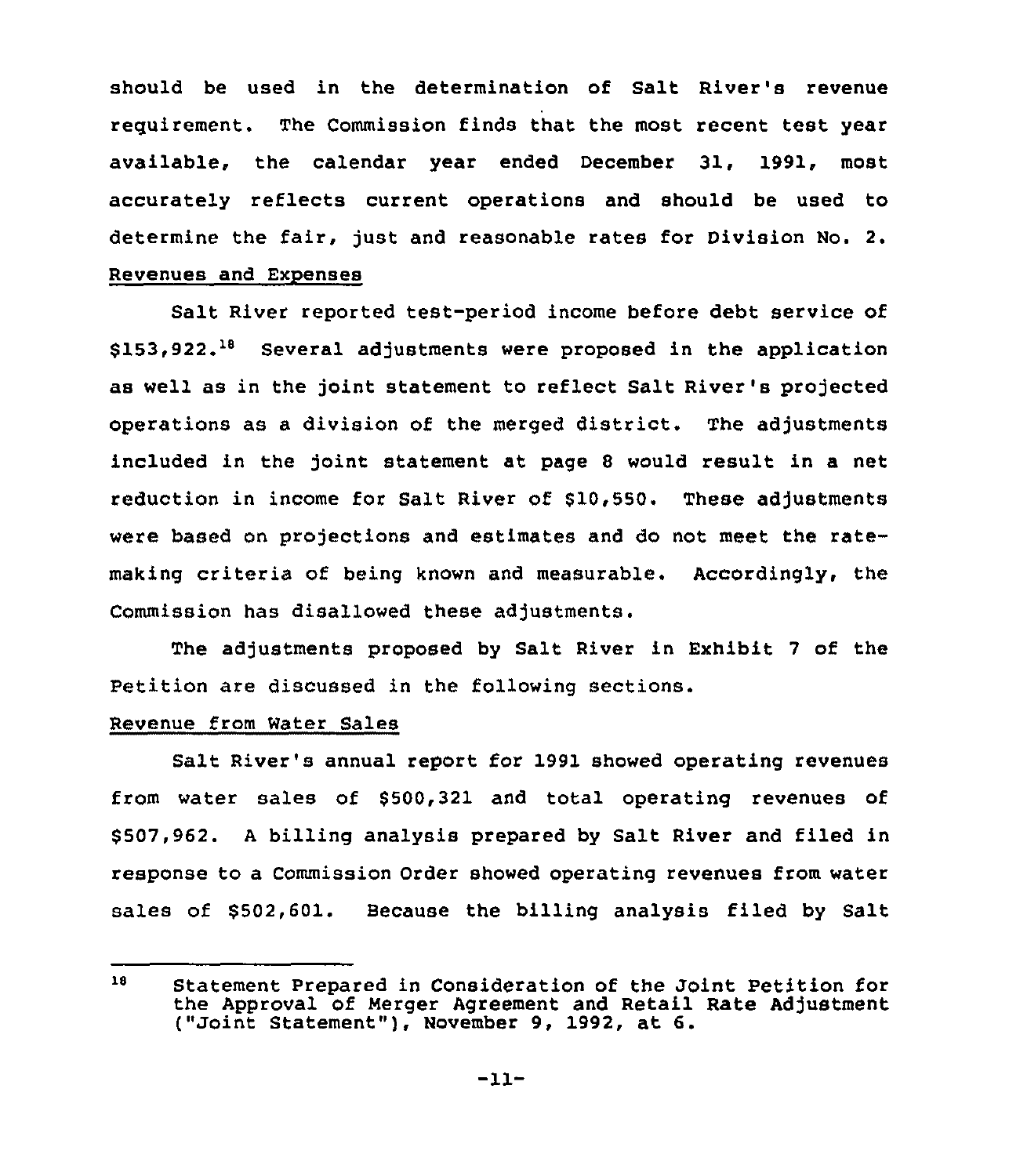should be used in the determination of Salt River's revenue requirement. The Commission finds that the most recent test year available, the calendar year ended December 31, 1991, most accurately reflects current operations and should be used to determine the fair, just and reasonable rates for Division No. 2.

<u>Revenues and Expenses</u>

Salt River reported test-period income before debt service of $153,922.[18] Several adjustments were proposed in the application as well as in the joint statement to reflect Salt River's projected operations as a division of the merged district. The adjustments included in the joint statement at page 8 would result in a net reduction in income for Salt River of $10,550. These adjustments were based on projections and estimates and do not meet the rate-making criteria of being known and measurable. Accordingly, the Commission has disallowed these adjustments.

The adjustments proposed by Salt River in Exhibit 7 of the Petition are discussed in the following sections.

<u>Revenue from Water Sales</u>

Salt River's annual report for 1991 showed operating revenues from water sales of $500,321 and total operating revenues of $507,962. A billing analysis prepared by Salt River and filed in response to a Commission Order showed operating revenues from water sales of $502,601. Because the billing analysis filed by Salt

---

[18] Statement Prepared in Consideration of the Joint Petition for the Approval of Merger Agreement and Retail Rate Adjustment ("Joint Statement"), November 9, 1992, at 6.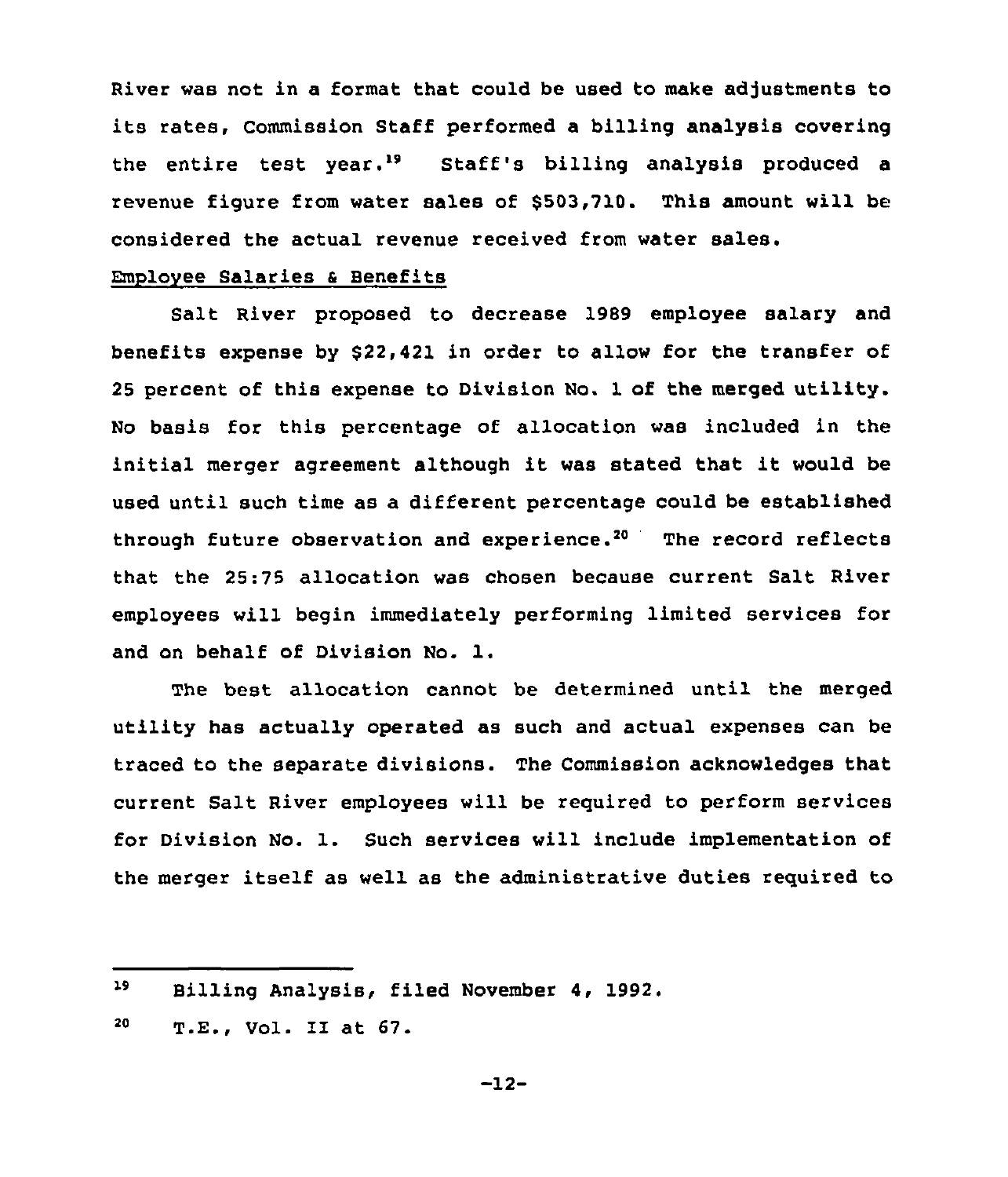River was not in a format that could be used to make adjustments to its rates, Commission Staff performed a billing analysis covering the entire test year.[19] Staff's billing analysis produced a revenue figure from water sales of $503,710. This amount will be considered the actual revenue received from water sales.

Employee Salaries & Benefits

Salt River proposed to decrease 1989 employee salary and benefits expense by $22,421 in order to allow for the transfer of 25 percent of this expense to Division No. 1 of the merged utility. No basis for this percentage of allocation was included in the initial merger agreement although it was stated that it would be used until such time as a different percentage could be established through future observation and experience.[20] The record reflects that the 25:75 allocation was chosen because current Salt River employees will begin immediately performing limited services for and on behalf of Division No. 1.

The best allocation cannot be determined until the merged utility has actually operated as such and actual expenses can be traced to the separate divisions. The Commission acknowledges that current Salt River employees will be required to perform services for Division No. 1. Such services will include implementation of the merger itself as well as the administrative duties required to

---

[19] Billing Analysis, filed November 4, 1992.

[20] T.E., Vol. II at 67.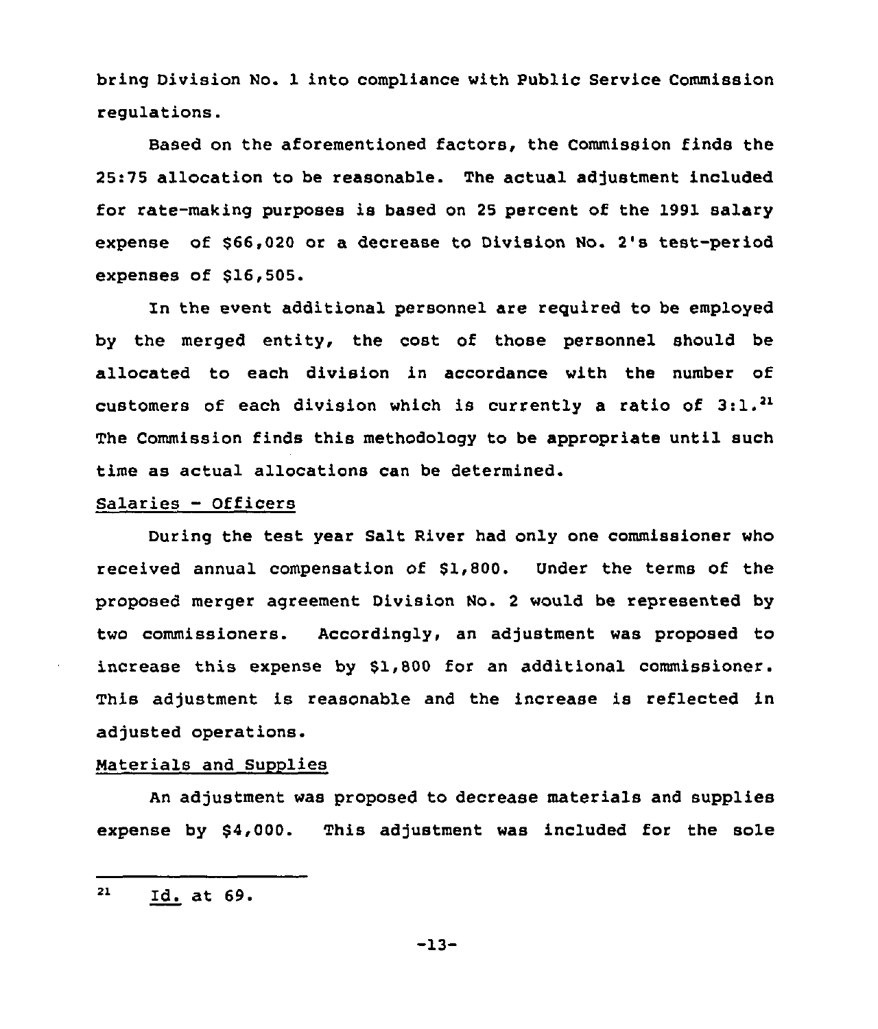bring Division No. 1 into compliance with Public Service Commission regulations.

Based on the aforementioned factors, the Commission finds the 25:75 allocation to be reasonable. The actual adjustment included for rate-making purposes is based on 25 percent of the 1991 salary expense of $66,020 or a decrease to Division No. 2's test-period expenses of $16,505.

In the event additional personnel are required to be employed by the merged entity, the cost of those personnel should be allocated to each division in accordance with the number of customers of each division which is currently a ratio of 3:1.[21] The Commission finds this methodology to be appropriate until such time as actual allocations can be determined.

Salaries - Officers

During the test year Salt River had only one commissioner who received annual compensation of $1,800. Under the terms of the proposed merger agreement Division No. 2 would be represented by two commissioners. Accordingly, an adjustment was proposed to increase this expense by $1,800 for an additional commissioner. This adjustment is reasonable and the increase is reflected in adjusted operations.

Materials and Supplies

An adjustment was proposed to decrease materials and supplies expense by $4,000. This adjustment was included for the sole

---

[21] Id. at 69.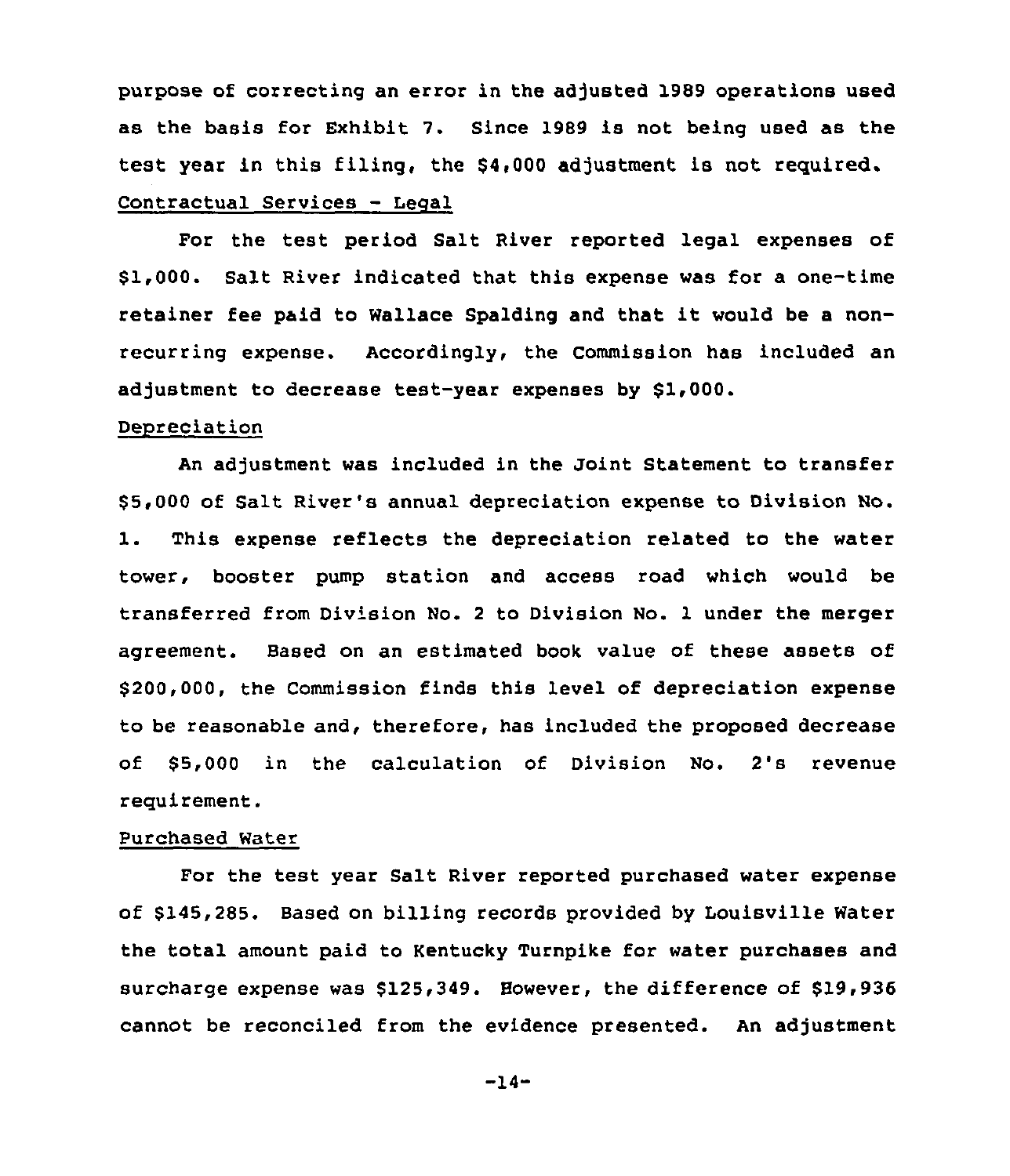purpose of correcting an error in the adjusted 1989 operations used as the basis for Exhibit 7. Since 1989 is not being used as the test year in this filing, the $4,000 adjustment is not required.

Contractual Services - Legal

For the test period Salt River reported legal expenses of $1,000. Salt River indicated that this expense was for a one-time retainer fee paid to Wallace Spalding and that it would be a non-recurring expense. Accordingly, the Commission has included an adjustment to decrease test-year expenses by $1,000.

Depreciation

An adjustment was included in the Joint Statement to transfer $5,000 of Salt River's annual depreciation expense to Division No. 1. This expense reflects the depreciation related to the water tower, booster pump station and access road which would be transferred from Division No. 2 to Division No. 1 under the merger agreement. Based on an estimated book value of these assets of $200,000, the Commission finds this level of depreciation expense to be reasonable and, therefore, has included the proposed decrease of $5,000 in the calculation of Division No. 2's revenue requirement.

Purchased Water

For the test year Salt River reported purchased water expense of $145,285. Based on billing records provided by Louisville Water the total amount paid to Kentucky Turnpike for water purchases and surcharge expense was $125,349. However, the difference of $19,936 cannot be reconciled from the evidence presented. An adjustment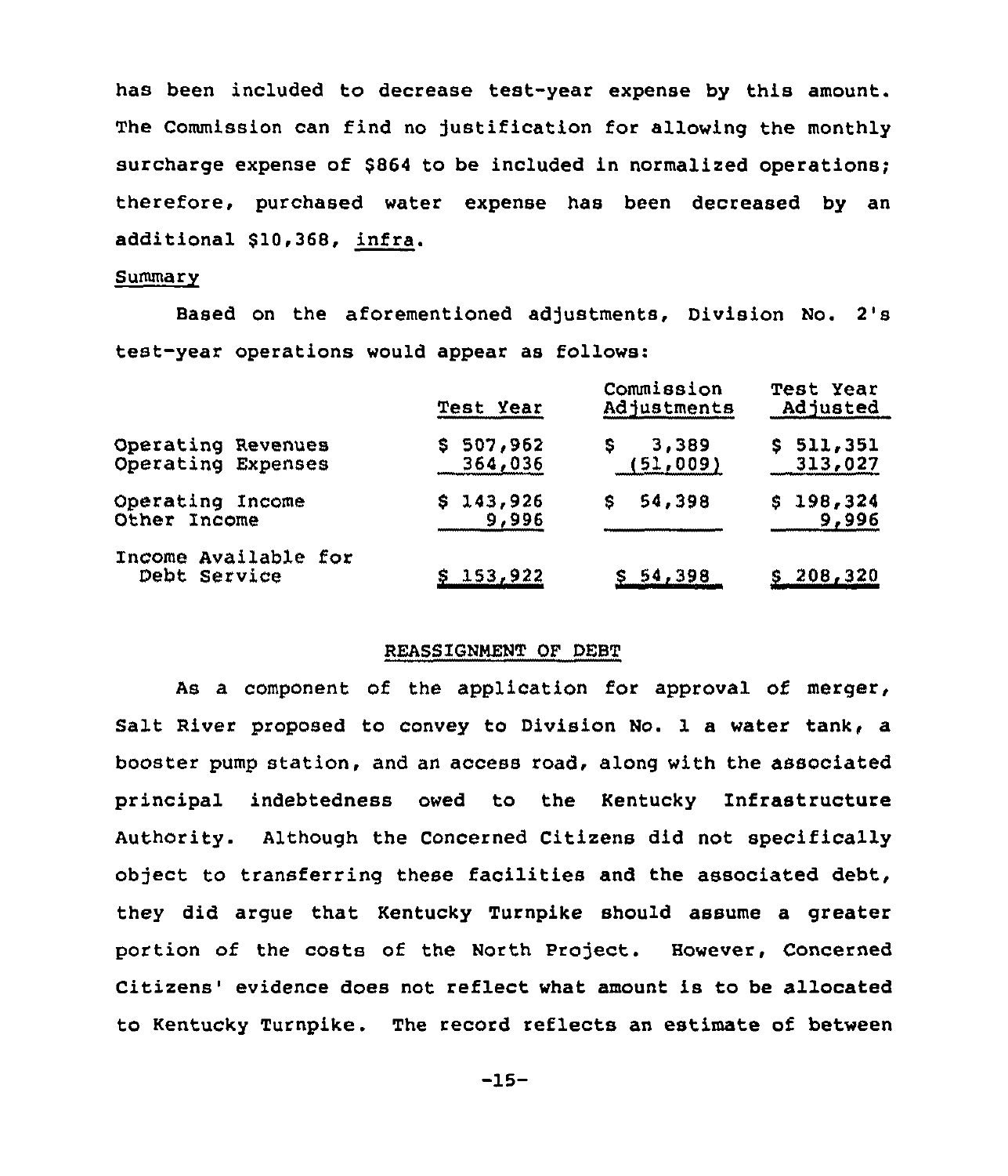has been included to decrease test-year expense by this amount. The Commission can find no justification for allowing the monthly surcharge expense of $864 to be included in normalized operations; therefore, purchased water expense has been decreased by an additional $10,368, *infra*.

Summary

Based on the aforementioned adjustments, Division No. 2's test-year operations would appear as follows:

| | Test Year | Commission Adjustments | Test Year Adjusted |
|---|---|---|---|
| Operating Revenues | $ 507,962 | $ 3,389 | $ 511,351 |
| Operating Expenses | 364,036 | (51,009) | 313,027 |
| Operating Income | $ 143,926 | $ 54,398 | $ 198,324 |
| Other Income | 9,996 | | 9,996 |
| Income Available for Debt Service | $ 153,922 | $ 54,398 | $ 208,320 |

REASSIGNMENT OF DEBT

As a component of the application for approval of merger, Salt River proposed to convey to Division No. 1 a water tank, a booster pump station, and an access road, along with the associated principal indebtedness owed to the Kentucky Infrastructure Authority. Although the Concerned Citizens did not specifically object to transferring these facilities and the associated debt, they did argue that Kentucky Turnpike should assume a greater portion of the costs of the North Project. However, Concerned Citizens' evidence does not reflect what amount is to be allocated to Kentucky Turnpike. The record reflects an estimate of between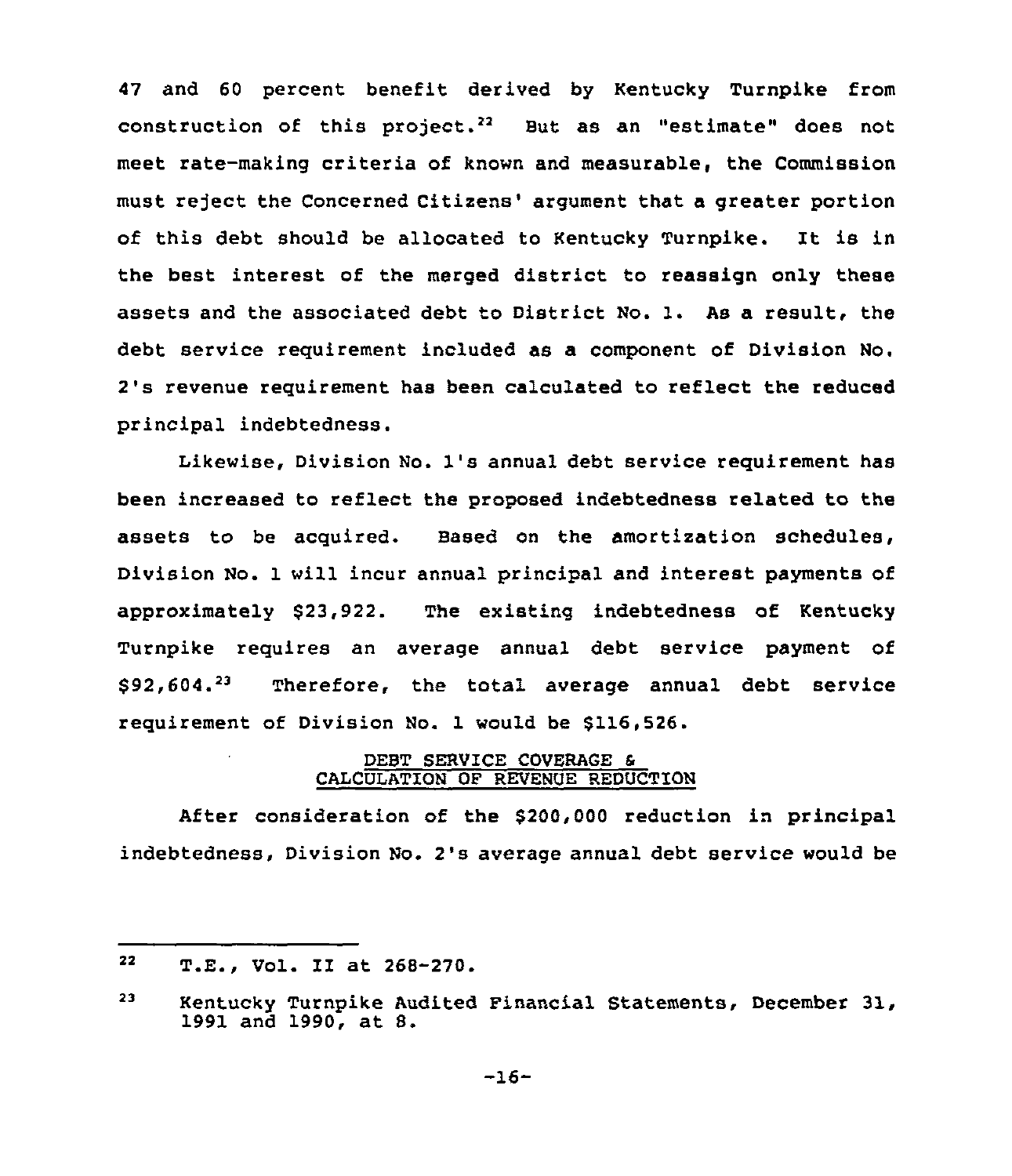47 and 60 percent benefit derived by Kentucky Turnpike from construction of this project.[22] But as an "estimate" does not meet rate-making criteria of known and measurable, the Commission must reject the Concerned Citizens' argument that a greater portion of this debt should be allocated to Kentucky Turnpike. It is in the best interest of the merged district to reassign only these assets and the associated debt to District No. 1. As a result, the debt service requirement included as a component of Division No. 2's revenue requirement has been calculated to reflect the reduced principal indebtedness.

Likewise, Division No. 1's annual debt service requirement has been increased to reflect the proposed indebtedness related to the assets to be acquired. Based on the amortization schedules, Division No. 1 will incur annual principal and interest payments of approximately $23,922. The existing indebtedness of Kentucky Turnpike requires an average annual debt service payment of $92,604.[23] Therefore, the total average annual debt service requirement of Division No. 1 would be $116,526.

## DEBT SERVICE COVERAGE & CALCULATION OF REVENUE REDUCTION

After consideration of the $200,000 reduction in principal indebtedness, Division No. 2's average annual debt service would be

---

[22] T.E., Vol. II at 268-270.

[23] Kentucky Turnpike Audited Financial Statements, December 31, 1991 and 1990, at 8.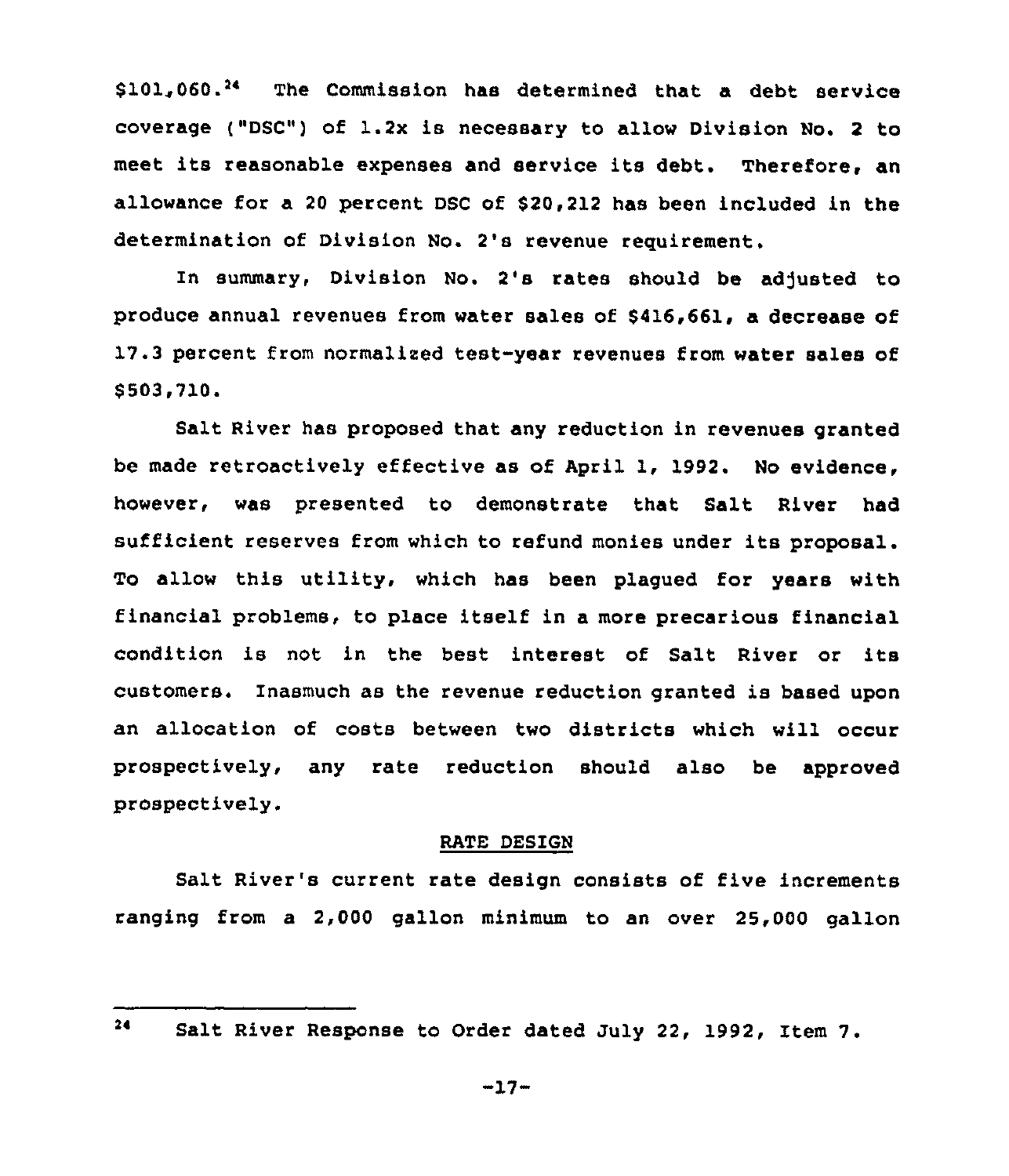$101,060.[24] The Commission has determined that a debt service coverage ("DSC") of 1.2x is necessary to allow Division No. 2 to meet its reasonable expenses and service its debt. Therefore, an allowance for a 20 percent DSC of $20,212 has been included in the determination of Division No. 2's revenue requirement.

In summary, Division No. 2's rates should be adjusted to produce annual revenues from water sales of $416,661, a decrease of 17.3 percent from normalized test-year revenues from water sales of $503,710.

Salt River has proposed that any reduction in revenues granted be made retroactively effective as of April 1, 1992. No evidence, however, was presented to demonstrate that Salt River had sufficient reserves from which to refund monies under its proposal. To allow this utility, which has been plagued for years with financial problems, to place itself in a more precarious financial condition is not in the best interest of Salt River or its customers. Inasmuch as the revenue reduction granted is based upon an allocation of costs between two districts which will occur prospectively, any rate reduction should also be approved prospectively.

## RATE DESIGN

Salt River's current rate design consists of five increments ranging from a 2,000 gallon minimum to an over 25,000 gallon

---

[24] Salt River Response to Order dated July 22, 1992, Item 7.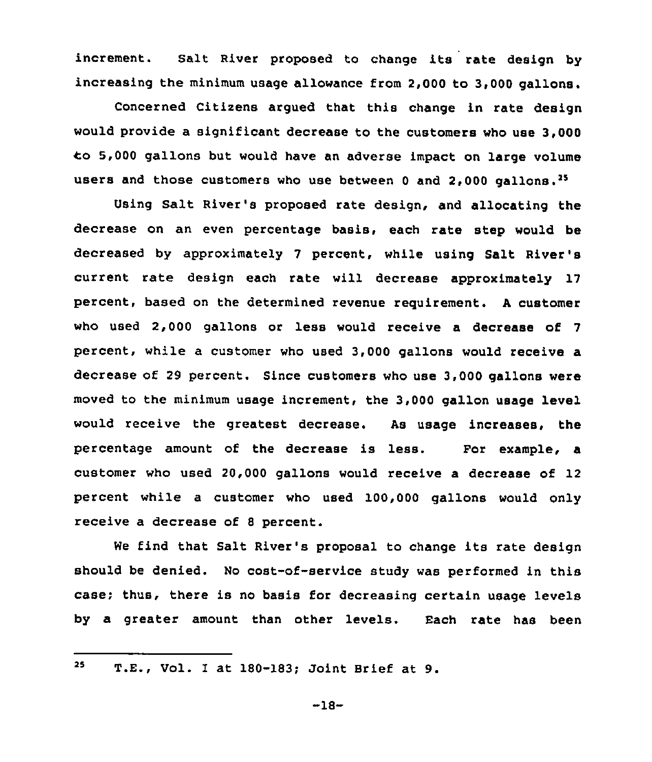increment. Salt River proposed to change its rate design by increasing the minimum usage allowance from 2,000 to 3,000 gallons.

Concerned Citizens argued that this change in rate design would provide a significant decrease to the customers who use 3,000 to 5,000 gallons but would have an adverse impact on large volume users and those customers who use between 0 and 2,000 gallons.[25]

Using Salt River's proposed rate design, and allocating the decrease on an even percentage basis, each rate step would be decreased by approximately 7 percent, while using Salt River's current rate design each rate will decrease approximately 17 percent, based on the determined revenue requirement. A customer who used 2,000 gallons or less would receive a decrease of 7 percent, while a customer who used 3,000 gallons would receive a decrease of 29 percent. Since customers who use 3,000 gallons were moved to the minimum usage increment, the 3,000 gallon usage level would receive the greatest decrease. As usage increases, the percentage amount of the decrease is less. For example, a customer who used 20,000 gallons would receive a decrease of 12 percent while a customer who used 100,000 gallons would only receive a decrease of 8 percent.

We find that Salt River's proposal to change its rate design should be denied. No cost-of-service study was performed in this case; thus, there is no basis for decreasing certain usage levels by a greater amount than other levels. Each rate has been

---

[25] T.E., Vol. I at 180-183; Joint Brief at 9.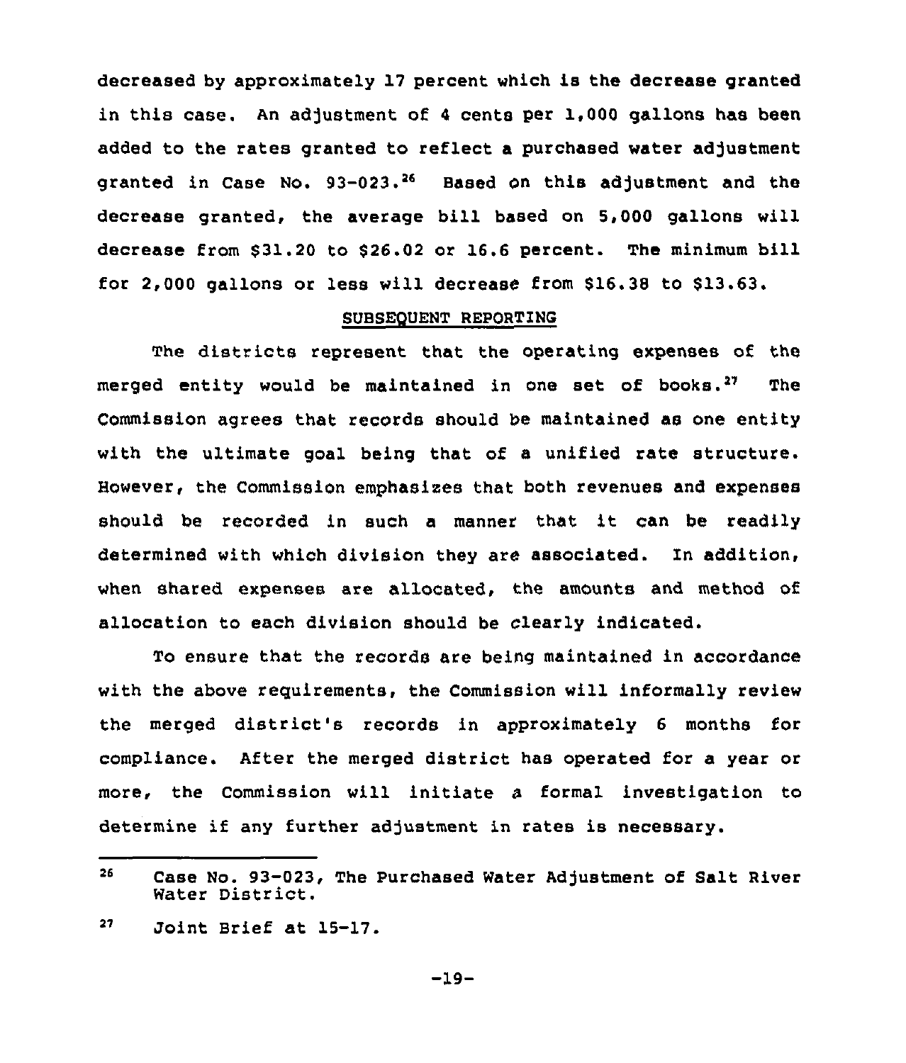decreased by approximately 17 percent which is the decrease granted in this case. An adjustment of 4 cents per 1,000 gallons has been added to the rates granted to reflect a purchased water adjustment granted in Case No. 93-023.[26] Based on this adjustment and the decrease granted, the average bill based on 5,000 gallons will decrease from $31.20 to $26.02 or 16.6 percent. The minimum bill for 2,000 gallons or less will decrease from $16.38 to $13.63.

## SUBSEQUENT REPORTING

The districts represent that the operating expenses of the merged entity would be maintained in one set of books.[27] The Commission agrees that records should be maintained as one entity with the ultimate goal being that of a unified rate structure. However, the Commission emphasizes that both revenues and expenses should be recorded in such a manner that it can be readily determined with which division they are associated. In addition, when shared expenses are allocated, the amounts and method of allocation to each division should be clearly indicated.

To ensure that the records are being maintained in accordance with the above requirements, the Commission will informally review the merged district's records in approximately 6 months for compliance. After the merged district has operated for a year or more, the Commission will initiate a formal investigation to determine if any further adjustment in rates is necessary.

---

[26] Case No. 93-023, The Purchased Water Adjustment of Salt River Water District.

[27] Joint Brief at 15-17.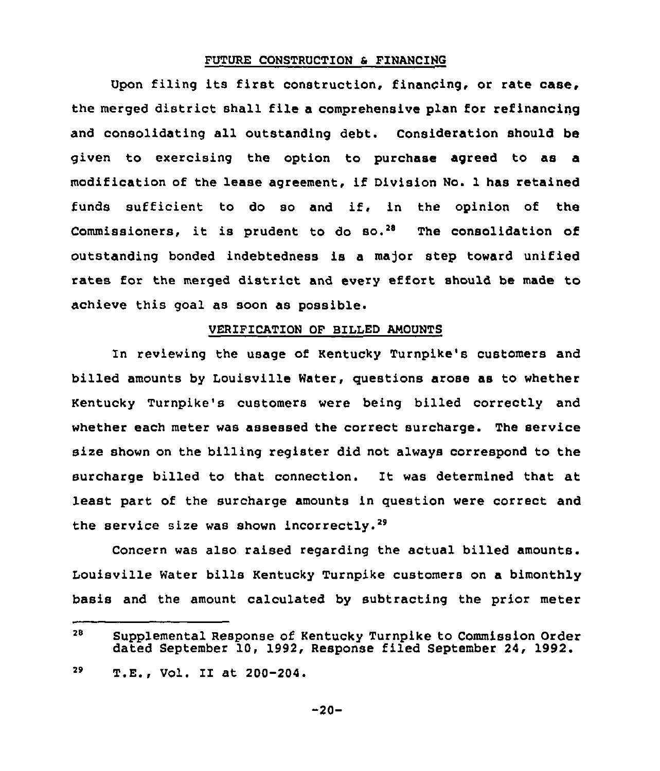## FUTURE CONSTRUCTION & FINANCING

Upon filing its first construction, financing, or rate case, the merged district shall file a comprehensive plan for refinancing and consolidating all outstanding debt. Consideration should be given to exercising the option to purchase agreed to as a modification of the lease agreement, if Division No. 1 has retained funds sufficient to do so and if, in the opinion of the Commissioners, it is prudent to do so.[28] The consolidation of outstanding bonded indebtedness is a major step toward unified rates for the merged district and every effort should be made to achieve this goal as soon as possible.

## VERIFICATION OF BILLED AMOUNTS

In reviewing the usage of Kentucky Turnpike's customers and billed amounts by Louisville Water, questions arose as to whether Kentucky Turnpike's customers were being billed correctly and whether each meter was assessed the correct surcharge. The service size shown on the billing register did not always correspond to the surcharge billed to that connection. It was determined that at least part of the surcharge amounts in question were correct and the service size was shown incorrectly.[29]

Concern was also raised regarding the actual billed amounts. Louisville Water bills Kentucky Turnpike customers on a bimonthly basis and the amount calculated by subtracting the prior meter

---

[28] Supplemental Response of Kentucky Turnpike to Commission Order dated September 10, 1992, Response filed September 24, 1992.

[29] T.E., Vol. II at 200-204.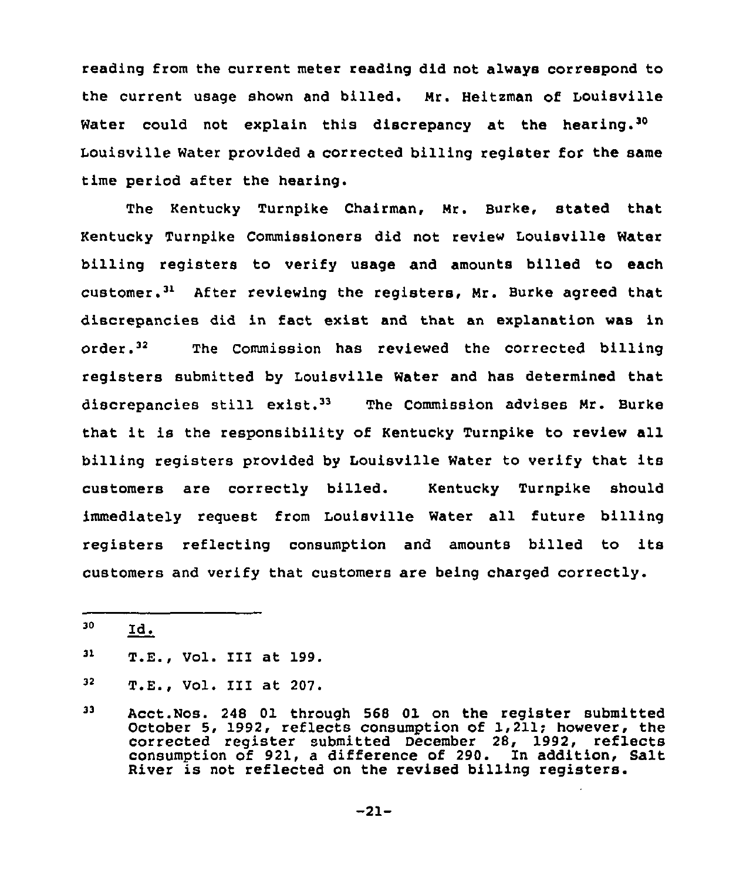reading from the current meter reading did not always correspond to the current usage shown and billed. Mr. Heitzman of Louisville Water could not explain this discrepancy at the hearing.[30] Louisville Water provided a corrected billing register for the same time period after the hearing.

The Kentucky Turnpike Chairman, Mr. Burke, stated that Kentucky Turnpike Commissioners did not review Louisville Water billing registers to verify usage and amounts billed to each customer.[31] After reviewing the registers, Mr. Burke agreed that discrepancies did in fact exist and that an explanation was in order.[32] The Commission has reviewed the corrected billing registers submitted by Louisville Water and has determined that discrepancies still exist.[33] The Commission advises Mr. Burke that it is the responsibility of Kentucky Turnpike to review all billing registers provided by Louisville Water to verify that its customers are correctly billed. Kentucky Turnpike should immediately request from Louisville Water all future billing registers reflecting consumption and amounts billed to its customers and verify that customers are being charged correctly.

---

[30] Id.

[31] T.E., Vol. III at 199.

[32] T.E., Vol. III at 207.

[33] Acct.Nos. 248 01 through 568 01 on the register submitted October 5, 1992, reflects consumption of 1,211; however, the corrected register submitted December 28, 1992, reflects consumption of 921, a difference of 290. In addition, Salt River is not reflected on the revised billing registers.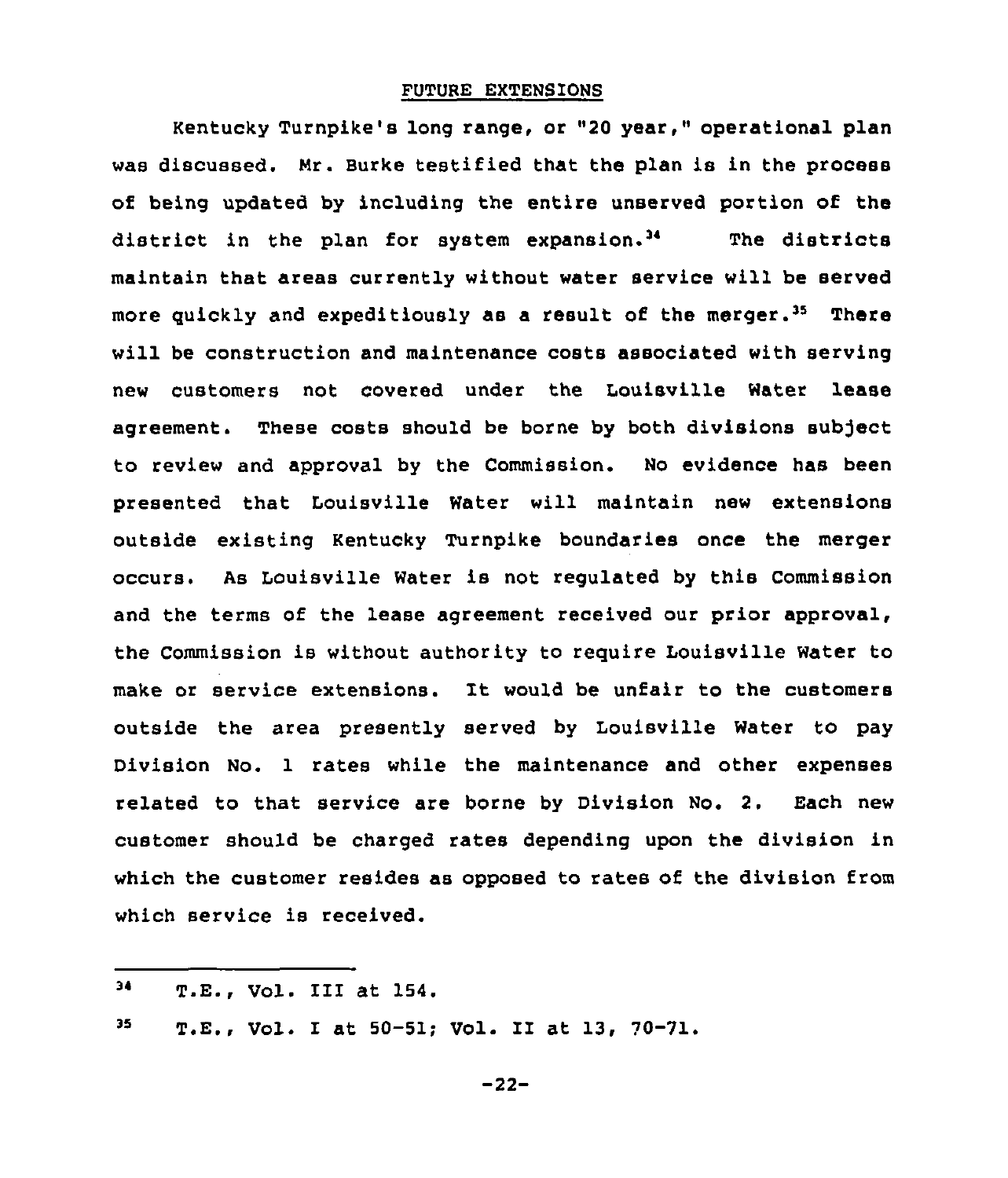## FUTURE EXTENSIONS

Kentucky Turnpike's long range, or "20 year," operational plan was discussed. Mr. Burke testified that the plan is in the process of being updated by including the entire unserved portion of the district in the plan for system expansion.[34] The districts maintain that areas currently without water service will be served more quickly and expeditiously as a result of the merger.[35] There will be construction and maintenance costs associated with serving new customers not covered under the Louisville Water lease agreement. These costs should be borne by both divisions subject to review and approval by the Commission. No evidence has been presented that Louisville Water will maintain new extensions outside existing Kentucky Turnpike boundaries once the merger occurs. As Louisville Water is not regulated by this Commission and the terms of the lease agreement received our prior approval, the Commission is without authority to require Louisville Water to make or service extensions. It would be unfair to the customers outside the area presently served by Louisville Water to pay Division No. 1 rates while the maintenance and other expenses related to that service are borne by Division No. 2. Each new customer should be charged rates depending upon the division in which the customer resides as opposed to rates of the division from which service is received.

---

[34] T.E., Vol. III at 154.

[35] T.E., Vol. I at 50-51; Vol. II at 13, 70-71.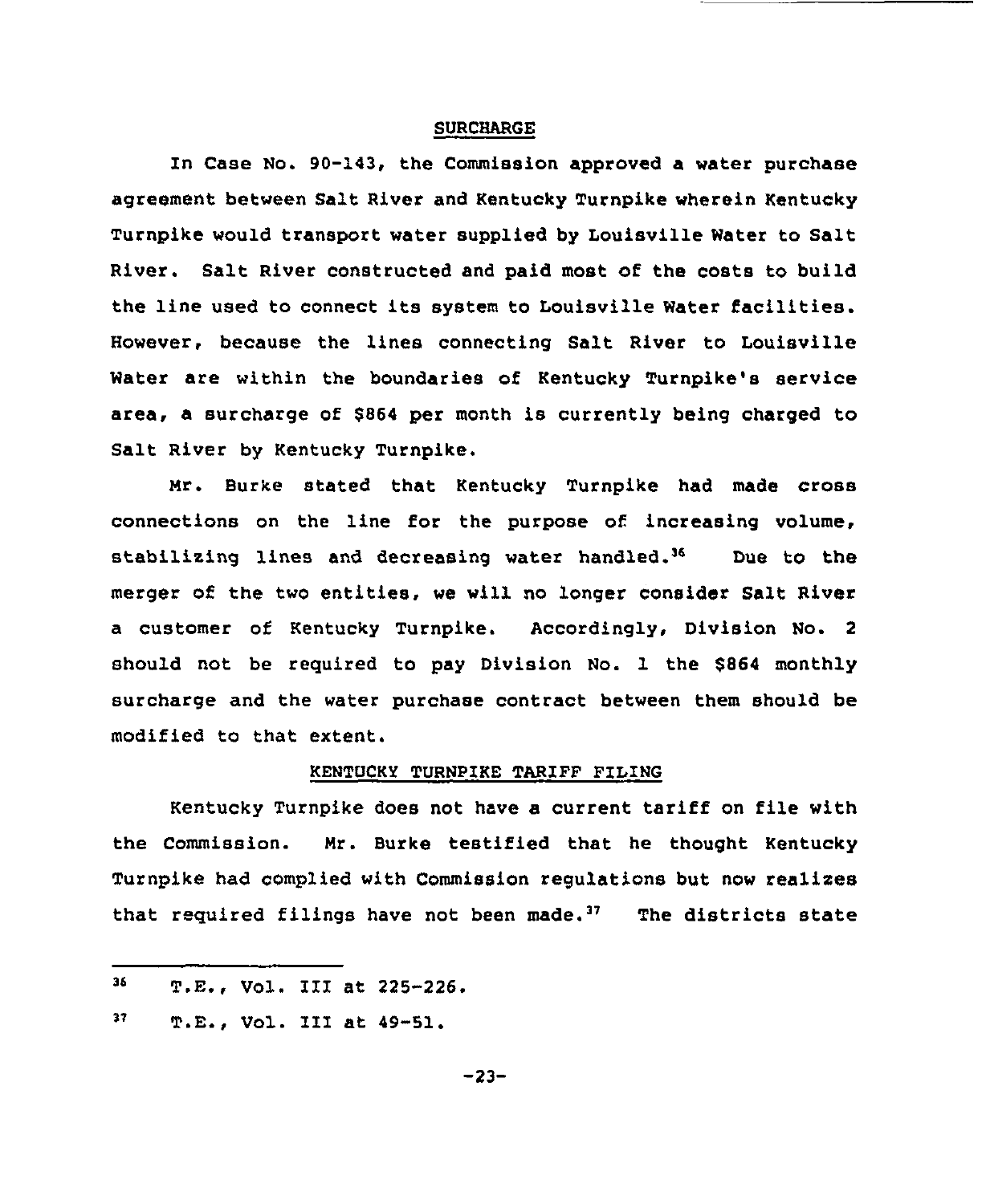## SURCHARGE

In Case No. 90-143, the Commission approved a water purchase agreement between Salt River and Kentucky Turnpike wherein Kentucky Turnpike would transport water supplied by Louisville Water to Salt River. Salt River constructed and paid most of the costs to build the line used to connect its system to Louisville Water facilities. However, because the lines connecting Salt River to Louisville Water are within the boundaries of Kentucky Turnpike's service area, a surcharge of $864 per month is currently being charged to Salt River by Kentucky Turnpike.

Mr. Burke stated that Kentucky Turnpike had made cross connections on the line for the purpose of increasing volume, stabilizing lines and decreasing water handled.[36] Due to the merger of the two entities, we will no longer consider Salt River a customer of Kentucky Turnpike. Accordingly, Division No. 2 should not be required to pay Division No. 1 the $864 monthly surcharge and the water purchase contract between them should be modified to that extent.

## KENTUCKY TURNPIKE TARIFF FILING

Kentucky Turnpike does not have a current tariff on file with the Commission. Mr. Burke testified that he thought Kentucky Turnpike had complied with Commission regulations but now realizes that required filings have not been made.[37] The districts state

---

[36] T.E., Vol. III at 225-226.

[37] T.E., Vol. III at 49-51.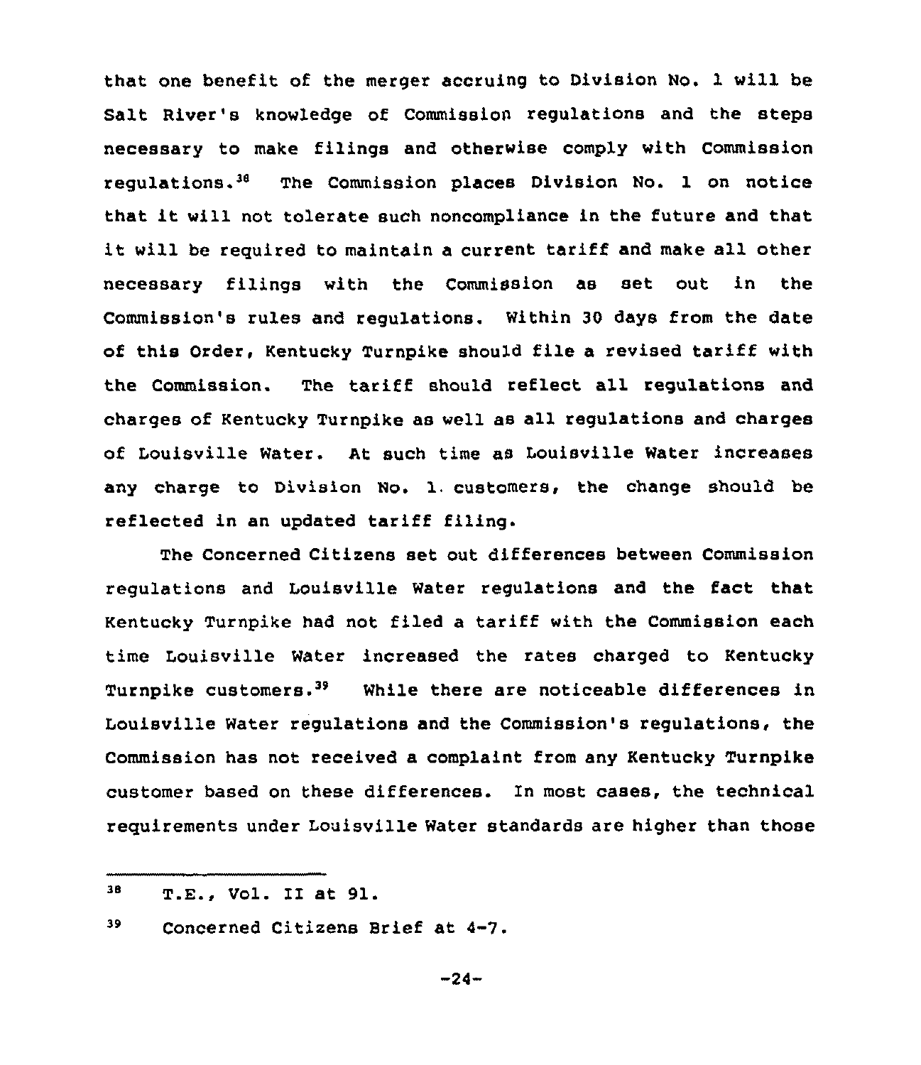that one benefit of the merger accruing to Division No. 1 will be Salt River's knowledge of Commission regulations and the steps necessary to make filings and otherwise comply with Commission regulations.[38] The Commission places Division No. 1 on notice that it will not tolerate such noncompliance in the future and that it will be required to maintain a current tariff and make all other necessary filings with the Commission as set out in the Commission's rules and regulations. Within 30 days from the date of this Order, Kentucky Turnpike should file a revised tariff with the Commission. The tariff should reflect all regulations and charges of Kentucky Turnpike as well as all regulations and charges of Louisville Water. At such time as Louisville Water increases any charge to Division No. 1 customers, the change should be reflected in an updated tariff filing.

The Concerned Citizens set out differences between Commission regulations and Louisville Water regulations and the fact that Kentucky Turnpike had not filed a tariff with the Commission each time Louisville Water increased the rates charged to Kentucky Turnpike customers.[39] While there are noticeable differences in Louisville Water regulations and the Commission's regulations, the Commission has not received a complaint from any Kentucky Turnpike customer based on these differences. In most cases, the technical requirements under Louisville Water standards are higher than those

---

[38] T.E., Vol. II at 91.

[39] Concerned Citizens Brief at 4-7.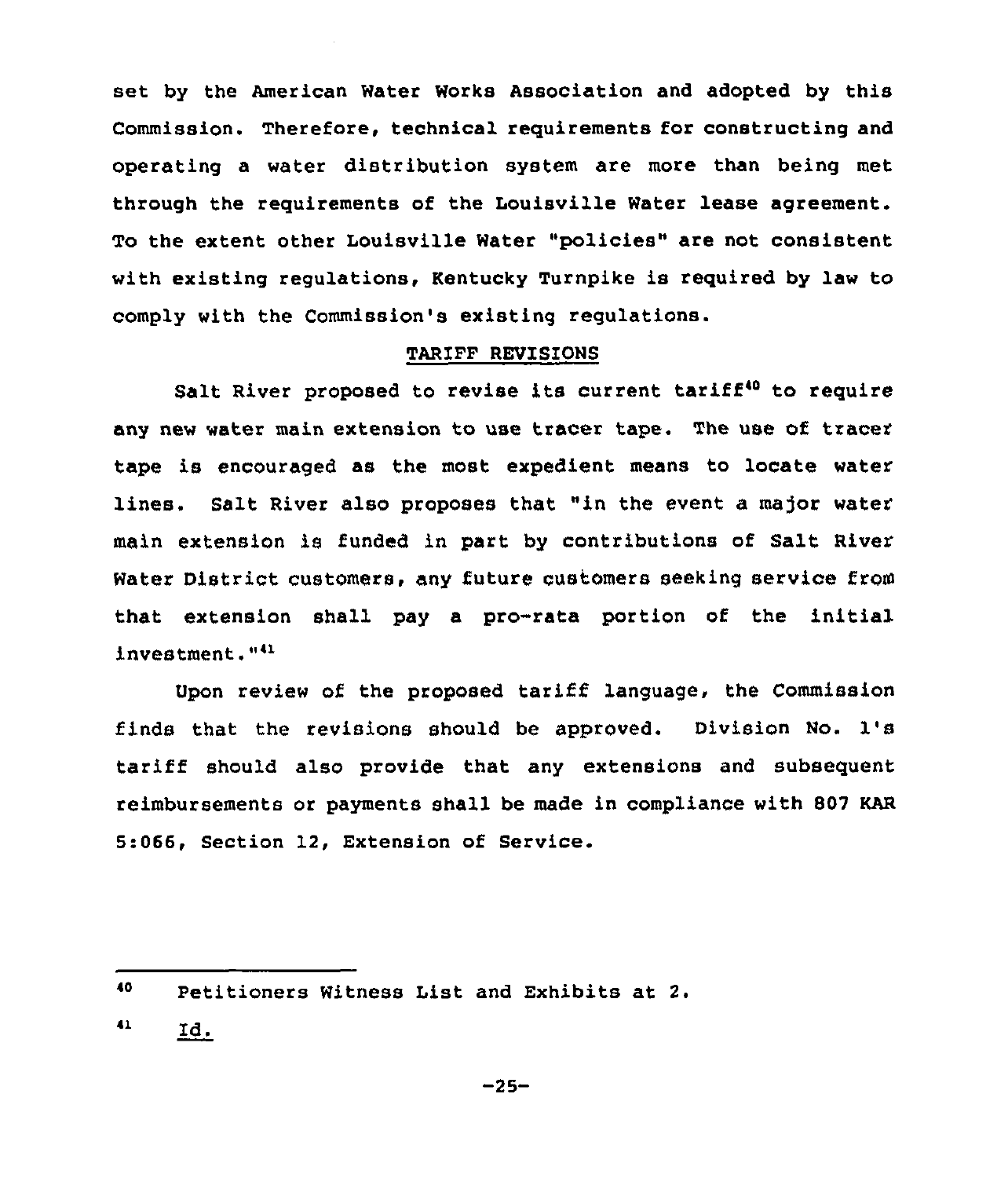set by the American Water Works Association and adopted by this Commission. Therefore, technical requirements for constructing and operating a water distribution system are more than being met through the requirements of the Louisville Water lease agreement. To the extent other Louisville Water "policies" are not consistent with existing regulations, Kentucky Turnpike is required by law to comply with the Commission's existing regulations.

## TARIFF REVISIONS

Salt River proposed to revise its current tariff[40] to require any new water main extension to use tracer tape. The use of tracer tape is encouraged as the most expedient means to locate water lines. Salt River also proposes that "in the event a major water main extension is funded in part by contributions of Salt River Water District customers, any future customers seeking service from that extension shall pay a pro-rata portion of the initial investment."[41]

Upon review of the proposed tariff language, the Commission finds that the revisions should be approved. Division No. 1's tariff should also provide that any extensions and subsequent reimbursements or payments shall be made in compliance with 807 KAR 5:066, Section 12, Extension of Service.

---

[40] Petitioners Witness List and Exhibits at 2.

[41] Id.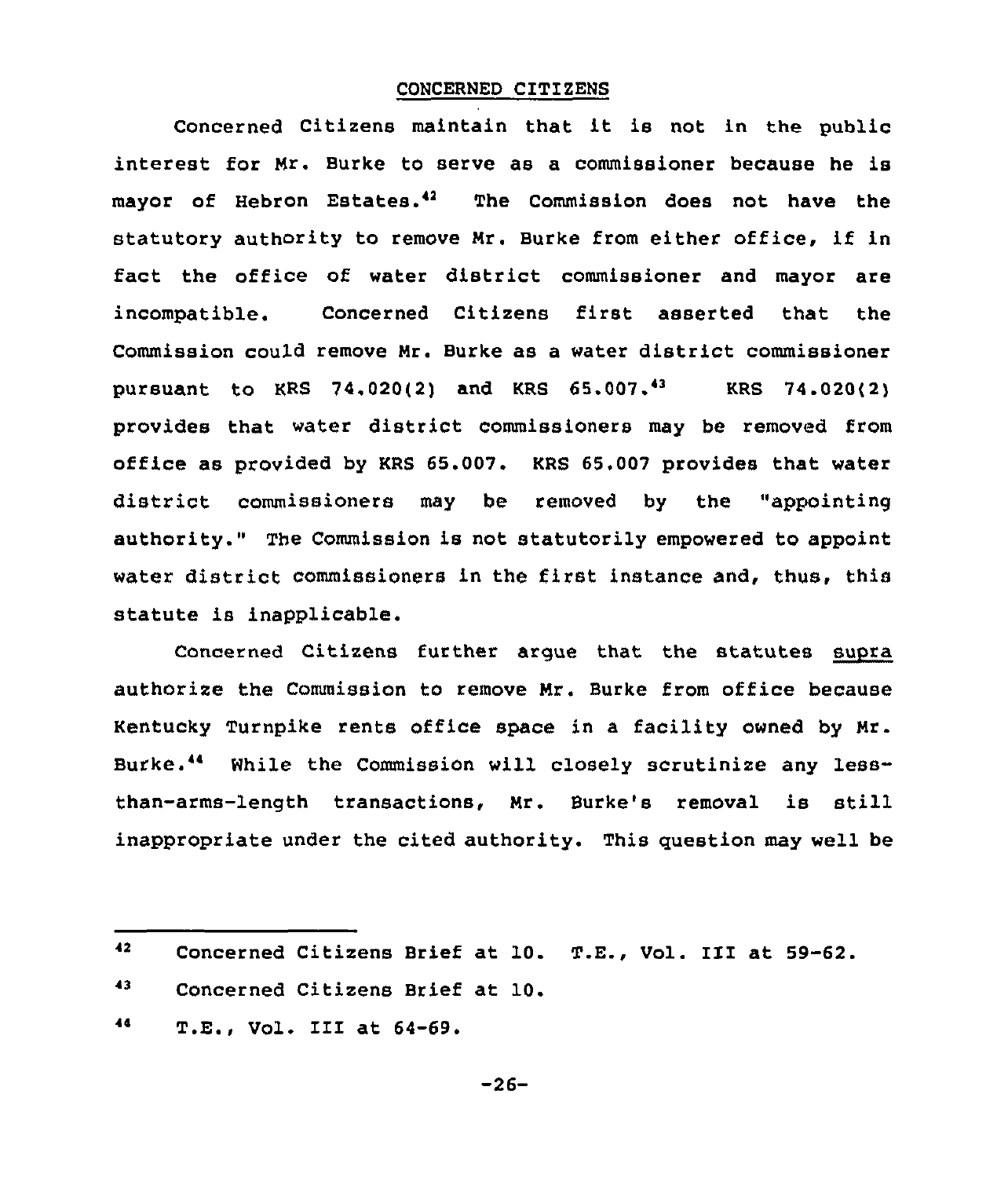## CONCERNED CITIZENS

Concerned Citizens maintain that it is not in the public interest for Mr. Burke to serve as a commissioner because he is mayor of Hebron Estates.[42] The Commission does not have the statutory authority to remove Mr. Burke from either office, if in fact the office of water district commissioner and mayor are incompatible. Concerned Citizens first asserted that the Commission could remove Mr. Burke as a water district commissioner pursuant to KRS 74.020(2) and KRS 65.007.[43] KRS 74.020(2) provides that water district commissioners may be removed from office as provided by KRS 65.007. KRS 65.007 provides that water district commissioners may be removed by the "appointing authority." The Commission is not statutorily empowered to appoint water district commissioners in the first instance and, thus, this statute is inapplicable.

Concerned Citizens further argue that the statutes <u>supra</u> authorize the Commission to remove Mr. Burke from office because Kentucky Turnpike rents office space in a facility owned by Mr. Burke.[44] While the Commission will closely scrutinize any less-than-arms-length transactions, Mr. Burke's removal is still inappropriate under the cited authority. This question may well be

---

[42] Concerned Citizens Brief at 10. T.E., Vol. III at 59-62.

[43] Concerned Citizens Brief at 10.

[44] T.E., Vol. III at 64-69.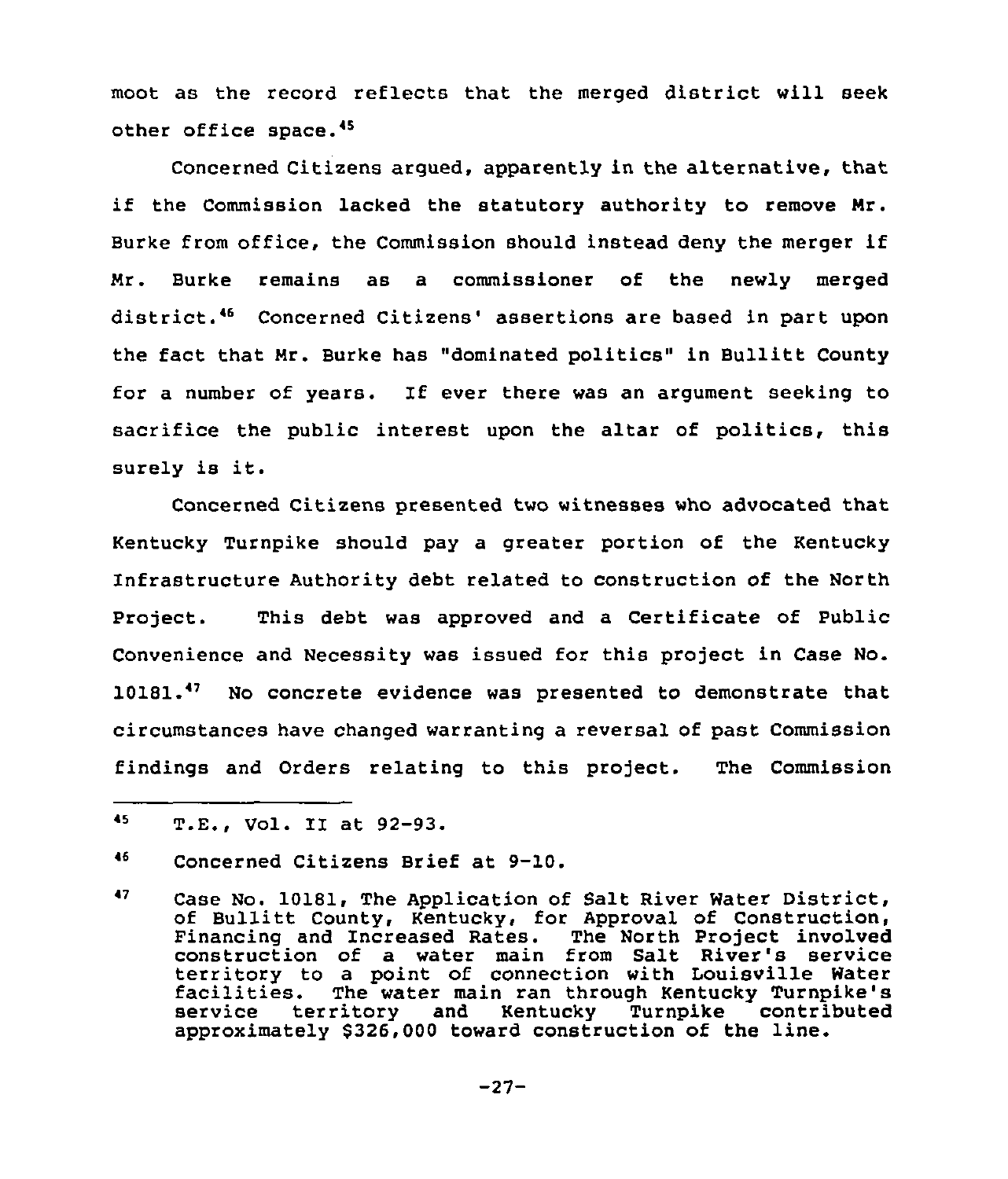moot as the record reflects that the merged district will seek other office space.[45]

Concerned Citizens argued, apparently in the alternative, that if the Commission lacked the statutory authority to remove Mr. Burke from office, the Commission should instead deny the merger if Mr. Burke remains as a commissioner of the newly merged district.[46] Concerned Citizens' assertions are based in part upon the fact that Mr. Burke has "dominated politics" in Bullitt County for a number of years. If ever there was an argument seeking to sacrifice the public interest upon the altar of politics, this surely is it.

Concerned Citizens presented two witnesses who advocated that Kentucky Turnpike should pay a greater portion of the Kentucky Infrastructure Authority debt related to construction of the North Project. This debt was approved and a Certificate of Public Convenience and Necessity was issued for this project in Case No. 10181.[47] No concrete evidence was presented to demonstrate that circumstances have changed warranting a reversal of past Commission findings and Orders relating to this project. The Commission

---

[45] T.E., Vol. II at 92-93.

[46] Concerned Citizens Brief at 9-10.

[47] Case No. 10181, The Application of Salt River Water District, of Bullitt County, Kentucky, for Approval of Construction, Financing and Increased Rates. The North Project involved construction of a water main from Salt River's service territory to a point of connection with Louisville Water facilities. The water main ran through Kentucky Turnpike's service territory and Kentucky Turnpike contributed approximately $326,000 toward construction of the line.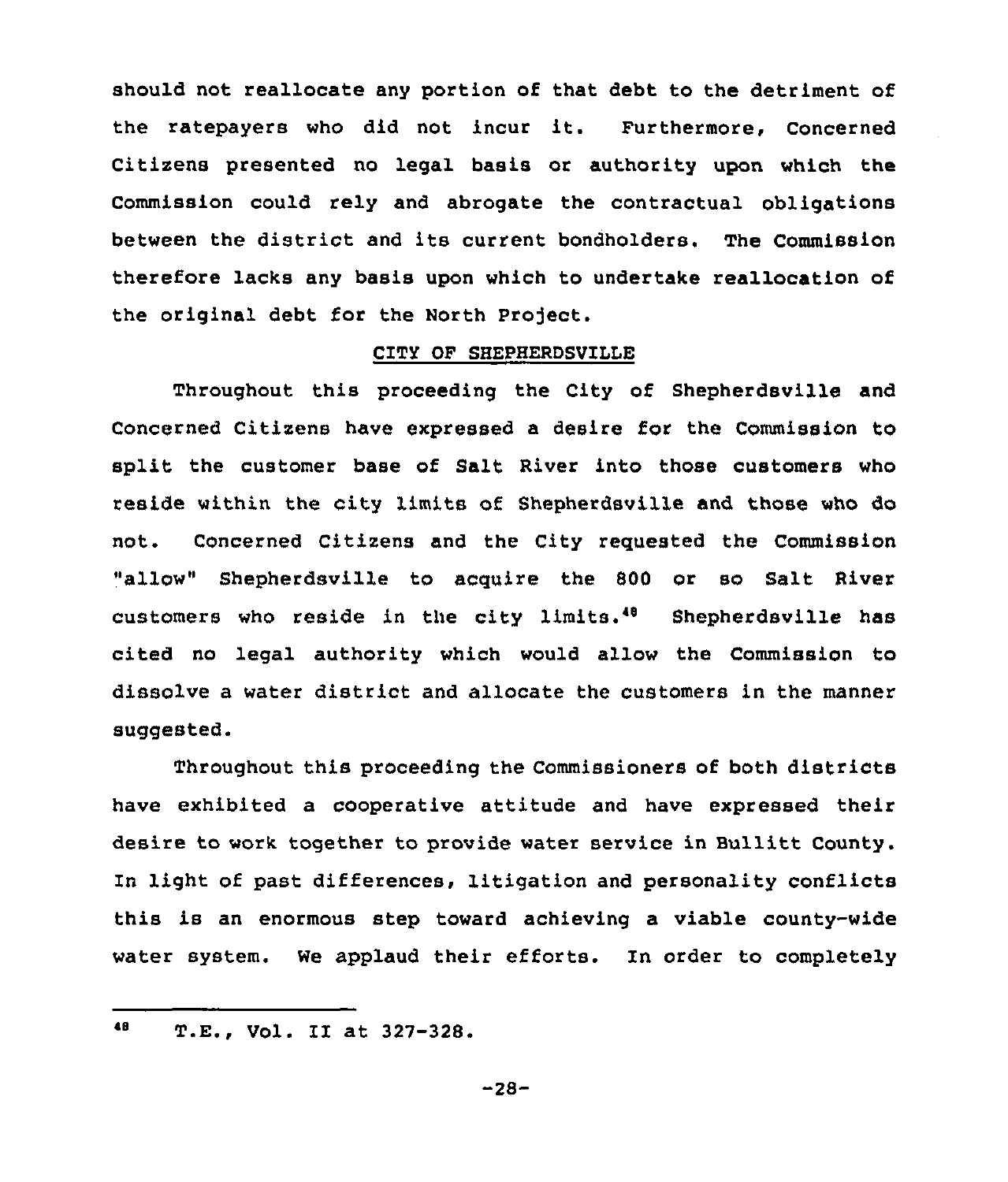should not reallocate any portion of that debt to the detriment of the ratepayers who did not incur it. Furthermore, Concerned Citizens presented no legal basis or authority upon which the Commission could rely and abrogate the contractual obligations between the district and its current bondholders. The Commission therefore lacks any basis upon which to undertake reallocation of the original debt for the North Project.

## CITY OF SHEPHERDSVILLE

Throughout this proceeding the City of Shepherdsville and Concerned Citizens have expressed a desire for the Commission to split the customer base of Salt River into those customers who reside within the city limits of Shepherdsville and those who do not. Concerned Citizens and the City requested the Commission "allow" Shepherdsville to acquire the 800 or so Salt River customers who reside in the city limits.[48] Shepherdsville has cited no legal authority which would allow the Commission to dissolve a water district and allocate the customers in the manner suggested.

Throughout this proceeding the Commissioners of both districts have exhibited a cooperative attitude and have expressed their desire to work together to provide water service in Bullitt County. In light of past differences, litigation and personality conflicts this is an enormous step toward achieving a viable county-wide water system. We applaud their efforts. In order to completely

---

[48] T.E., Vol. II at 327-328.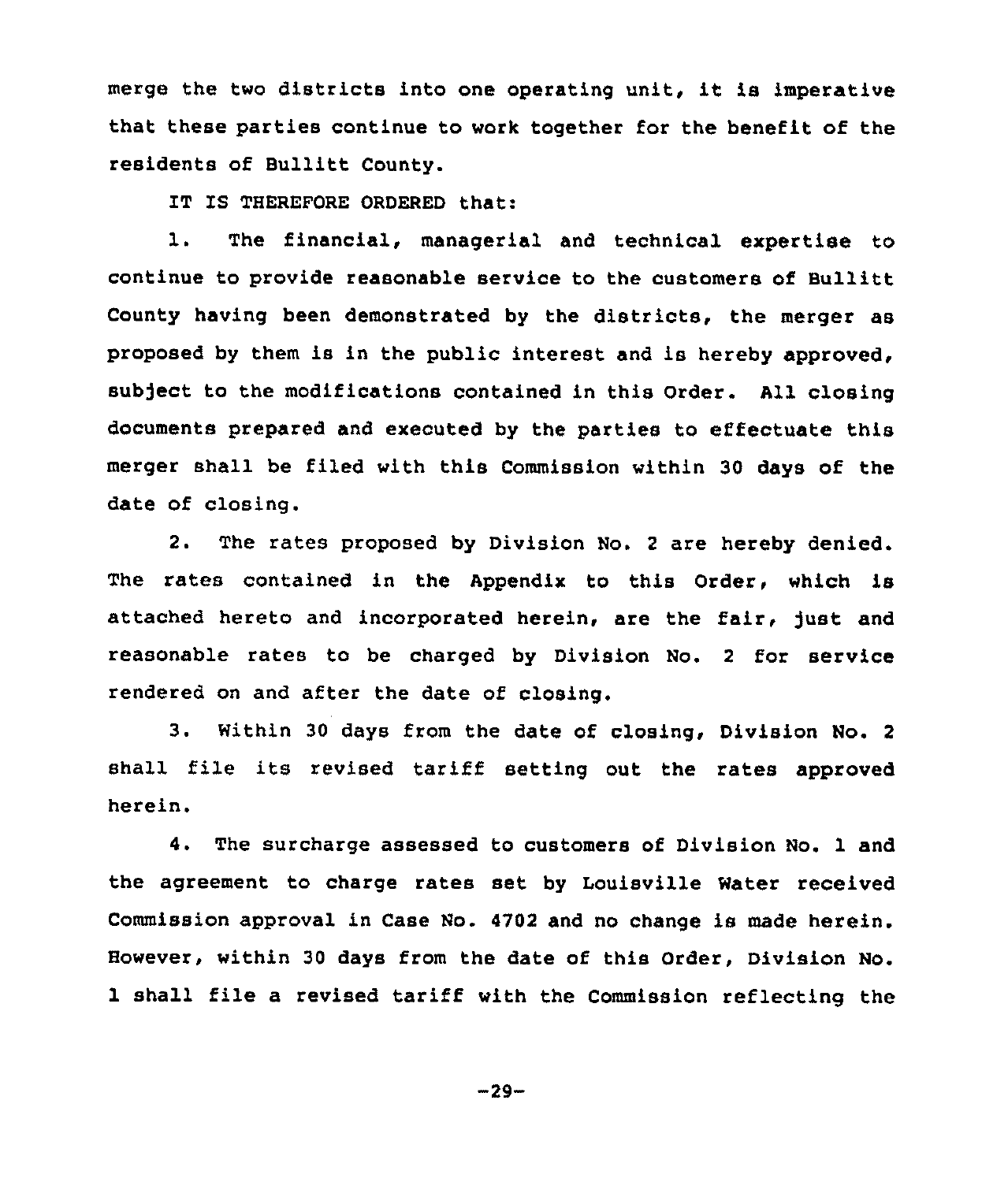merge the two districts into one operating unit, it is imperative that these parties continue to work together for the benefit of the residents of Bullitt County.

IT IS THEREFORE ORDERED that:

1. The financial, managerial and technical expertise to continue to provide reasonable service to the customers of Bullitt County having been demonstrated by the districts, the merger as proposed by them is in the public interest and is hereby approved, subject to the modifications contained in this Order. All closing documents prepared and executed by the parties to effectuate this merger shall be filed with this Commission within 30 days of the date of closing.

2. The rates proposed by Division No. 2 are hereby denied. The rates contained in the Appendix to this Order, which is attached hereto and incorporated herein, are the fair, just and reasonable rates to be charged by Division No. 2 for service rendered on and after the date of closing.

3. Within 30 days from the date of closing, Division No. 2 shall file its revised tariff setting out the rates approved herein.

4. The surcharge assessed to customers of Division No. 1 and the agreement to charge rates set by Louisville Water received Commission approval in Case No. 4702 and no change is made herein. However, within 30 days from the date of this Order, Division No. 1 shall file a revised tariff with the Commission reflecting the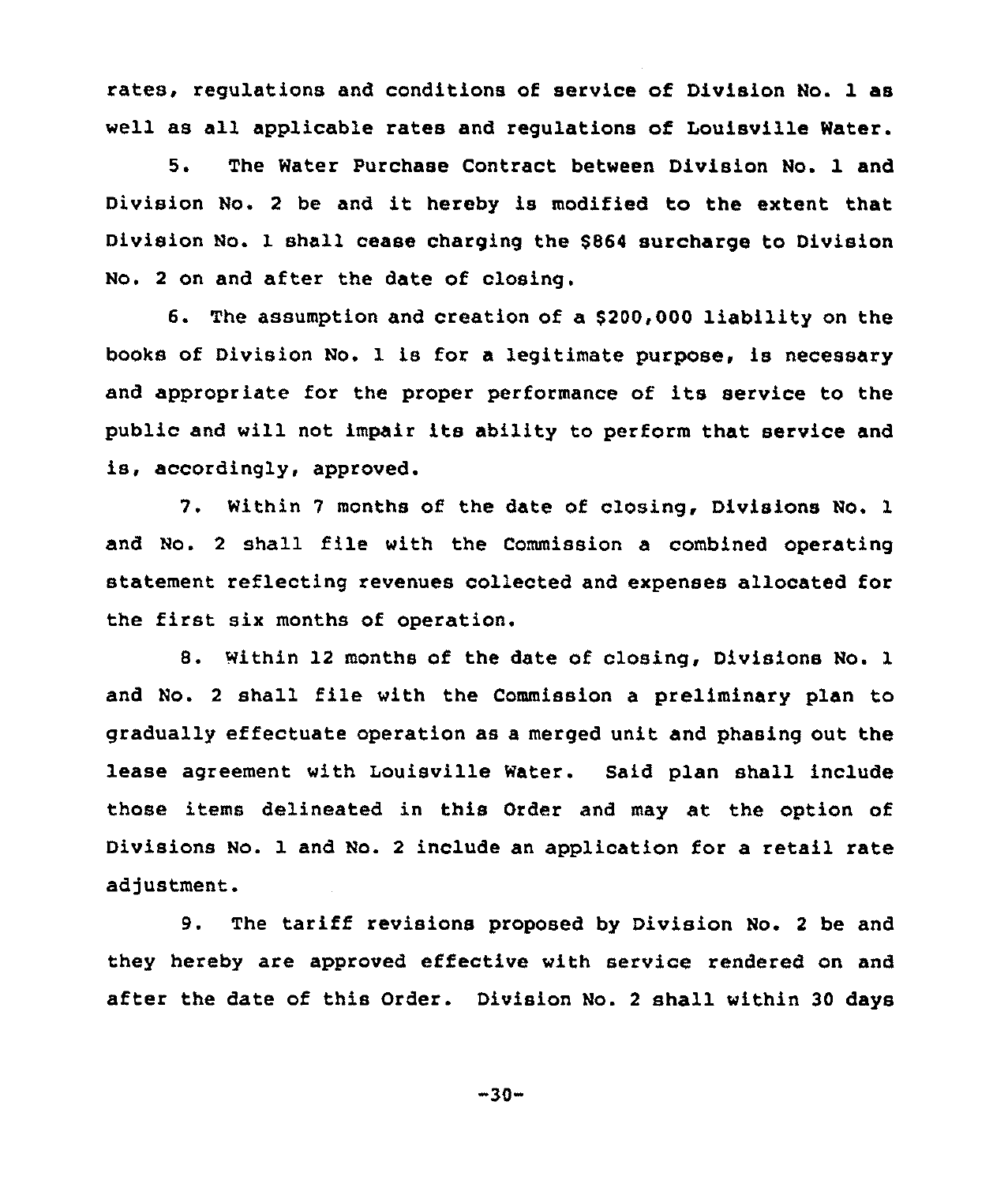rates, regulations and conditions of service of Division No. 1 as well as all applicable rates and regulations of Louisville Water.

5. The Water Purchase Contract between Division No. 1 and Division No. 2 be and it hereby is modified to the extent that Division No. 1 shall cease charging the $864 surcharge to Division No. 2 on and after the date of closing.

6. The assumption and creation of a $200,000 liability on the books of Division No. 1 is for a legitimate purpose, is necessary and appropriate for the proper performance of its service to the public and will not impair its ability to perform that service and is, accordingly, approved.

7. Within 7 months of the date of closing, Divisions No. 1 and No. 2 shall file with the Commission a combined operating statement reflecting revenues collected and expenses allocated for the first six months of operation.

8. Within 12 months of the date of closing, Divisions No. 1 and No. 2 shall file with the Commission a preliminary plan to gradually effectuate operation as a merged unit and phasing out the lease agreement with Louisville Water. Said plan shall include those items delineated in this Order and may at the option of Divisions No. 1 and No. 2 include an application for a retail rate adjustment.

9. The tariff revisions proposed by Division No. 2 be and they hereby are approved effective with service rendered on and after the date of this Order. Division No. 2 shall within 30 days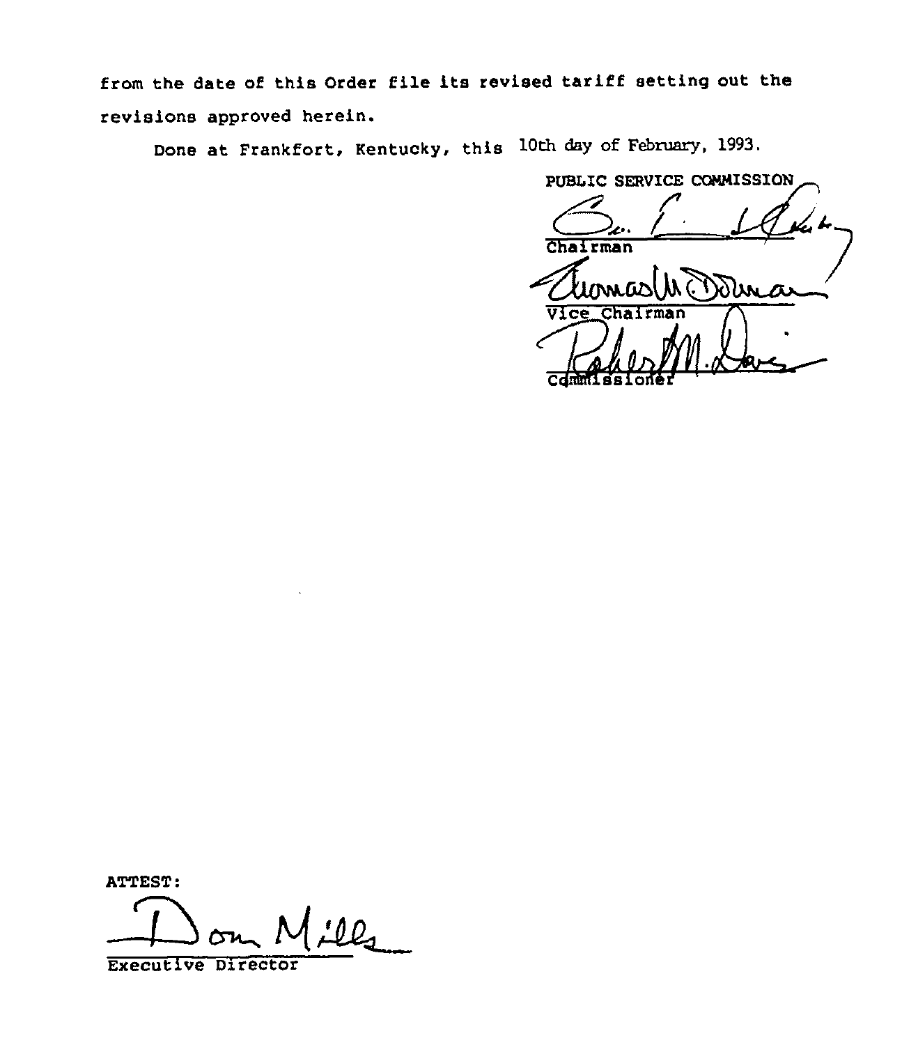from the date of this Order file its revised tariff setting out the revisions approved herein.

Done at Frankfort, Kentucky, this 10th day of February, 1993.

PUBLIC SERVICE COMMISSION

Chairman

Vice Chairman

Commissioner

ATTEST:

Executive Director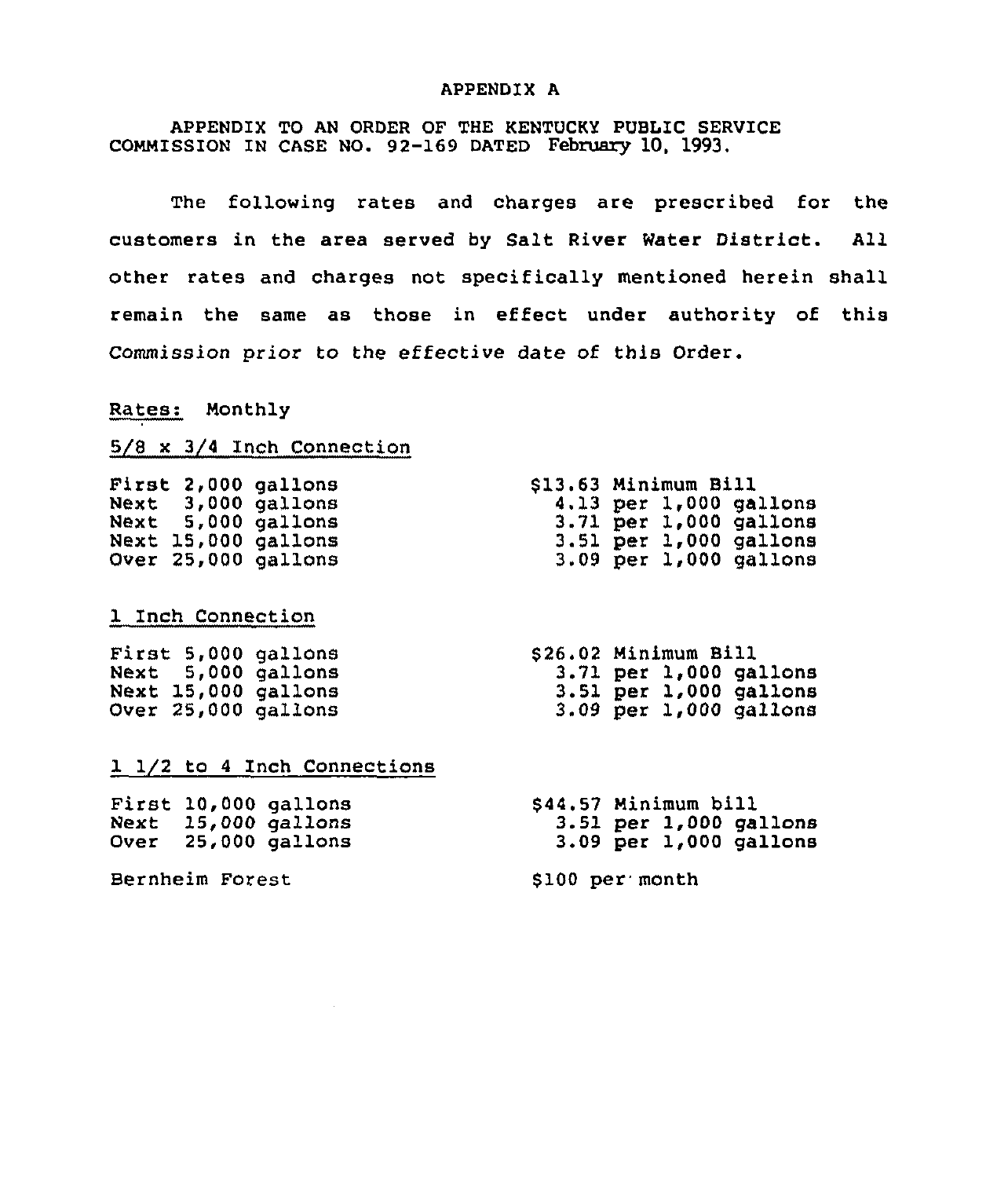## APPENDIX A

APPENDIX TO AN ORDER OF THE KENTUCKY PUBLIC SERVICE COMMISSION IN CASE NO. 92-169 DATED February 10, 1993.

The following rates and charges are prescribed for the customers in the area served by Salt River Water District. All other rates and charges not specifically mentioned herein shall remain the same as those in effect under authority of this Commission prior to the effective date of this Order.

Rates: Monthly

5/8 x 3/4 Inch Connection

| | |
|---|---|
| First 2,000 gallons | $13.63 Minimum Bill |
| Next 3,000 gallons | 4.13 per 1,000 gallons |
| Next 5,000 gallons | 3.71 per 1,000 gallons |
| Next 15,000 gallons | 3.51 per 1,000 gallons |
| Over 25,000 gallons | 3.09 per 1,000 gallons |

1 Inch Connection

| | |
|---|---|
| First 5,000 gallons | $26.02 Minimum Bill |
| Next 5,000 gallons | 3.71 per 1,000 gallons |
| Next 15,000 gallons | 3.51 per 1,000 gallons |
| Over 25,000 gallons | 3.09 per 1,000 gallons |

1 1/2 to 4 Inch Connections

| | |
|---|---|
| First 10,000 gallons | $44.57 Minimum bill |
| Next 15,000 gallons | 3.51 per 1,000 gallons |
| Over 25,000 gallons | 3.09 per 1,000 gallons |

| | |
|---|---|
| Bernheim Forest | $100 per month |